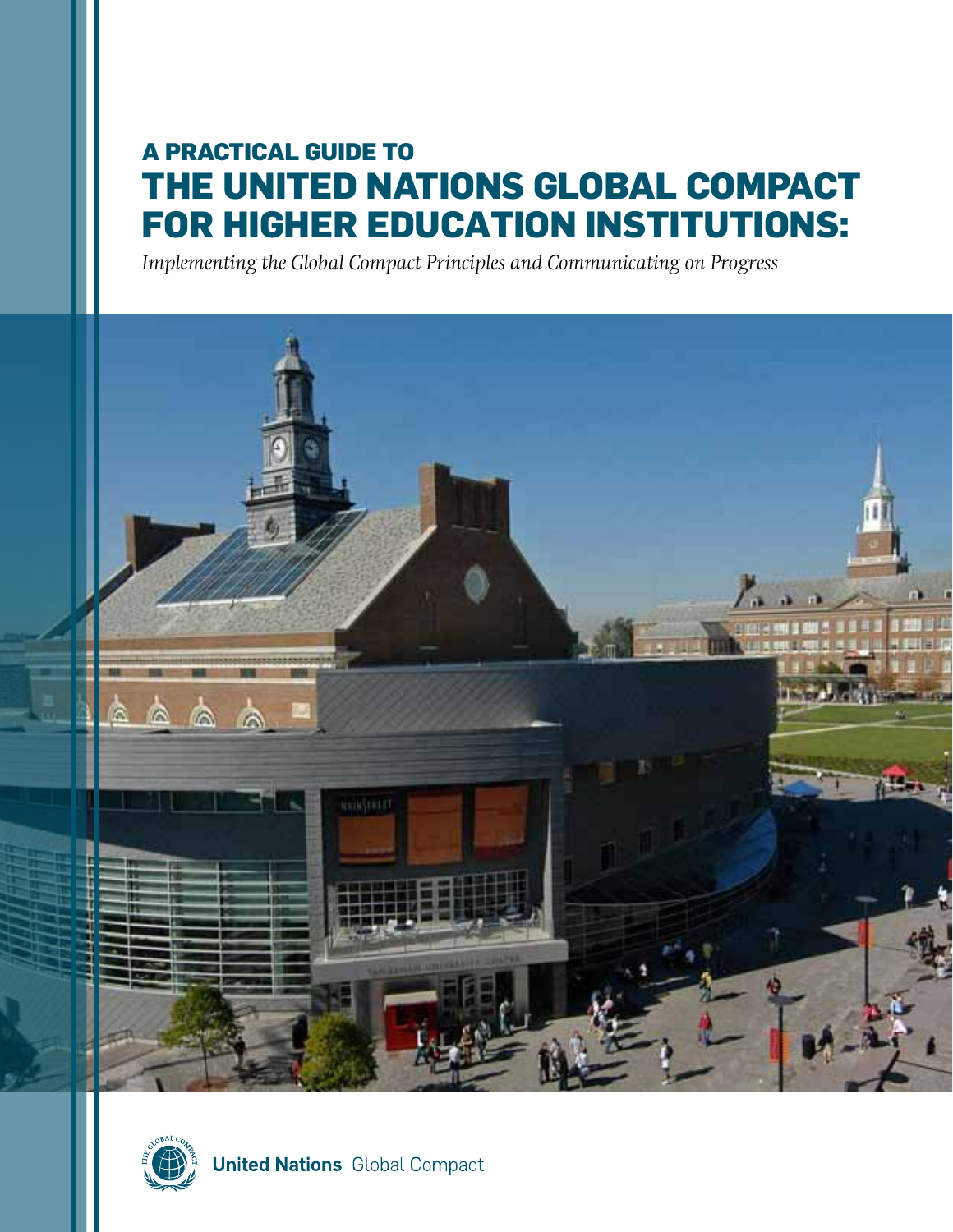# A PRACTICAL GUIDE TO THE UNITED NATIONS GLOBAL COMPACT FOR HIGHER EDUCATION INSTITUTIONS:

*Implementing the Global Compact Principles and Communicating on Progress*

**United Nations** Global Compact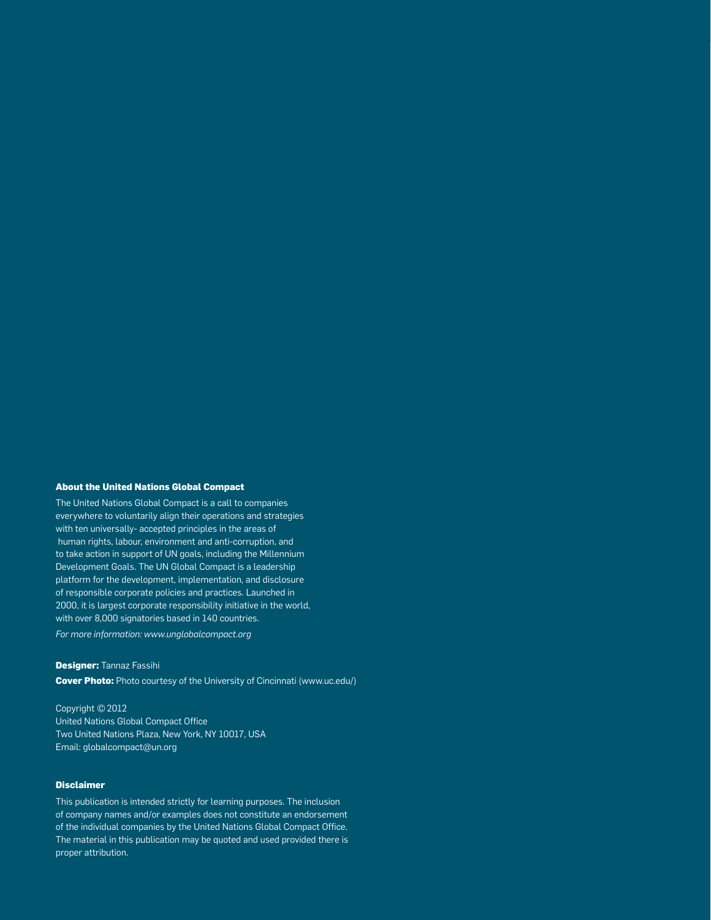**About the United Nations Global Compact**

The United Nations Global Compact is a call to companies everywhere to voluntarily align their operations and strategies with ten universally- accepted principles in the areas of human rights, labour, environment and anti-corruption, and to take action in support of UN goals, including the Millennium Development Goals. The UN Global Compact is a leadership platform for the development, implementation, and disclosure of responsible corporate policies and practices. Launched in 2000, it is largest corporate responsibility initiative in the world, with over 8,000 signatories based in 140 countries.

*For more information: www.unglobalcompact.org*

**Designer:** Tannaz Fassihi

**Cover Photo:** Photo courtesy of the University of Cincinnati (www.uc.edu/)

Copyright © 2012
United Nations Global Compact Office
Two United Nations Plaza, New York, NY 10017, USA
Email: globalcompact@un.org

**Disclaimer**

This publication is intended strictly for learning purposes. The inclusion of company names and/or examples does not constitute an endorsement of the individual companies by the United Nations Global Compact Office. The material in this publication may be quoted and used provided there is proper attribution.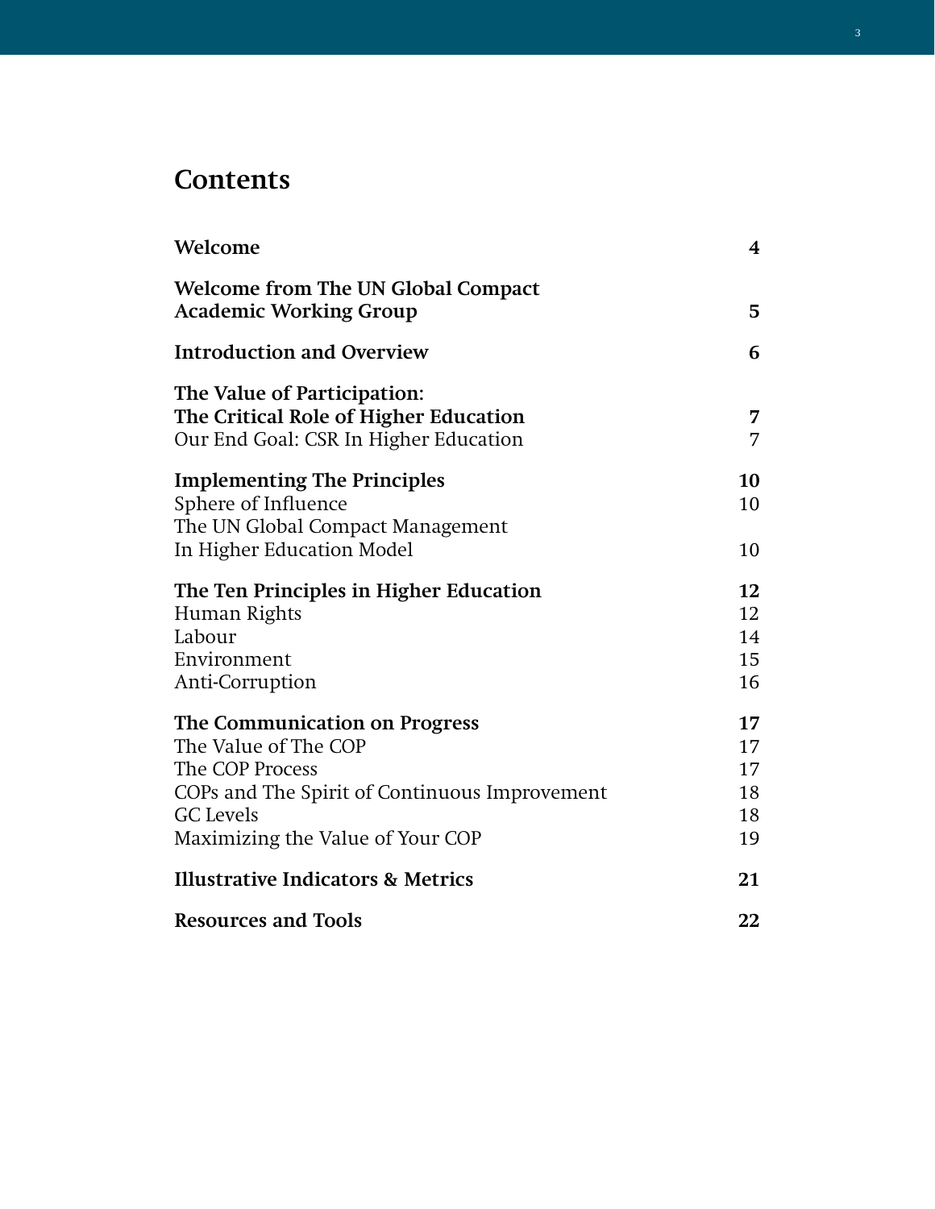# Contents

| | |
|---|---|
| **Welcome** | **4** |
| **Welcome from The UN Global Compact Academic Working Group** | **5** |
| **Introduction and Overview** | **6** |
| **The Value of Participation: The Critical Role of Higher Education** | **7** |
| Our End Goal: CSR In Higher Education | 7 |
| **Implementing The Principles** | **10** |
| Sphere of Influence | 10 |
| The UN Global Compact Management In Higher Education Model | 10 |
| **The Ten Principles in Higher Education** | **12** |
| Human Rights | 12 |
| Labour | 14 |
| Environment | 15 |
| Anti-Corruption | 16 |
| **The Communication on Progress** | **17** |
| The Value of The COP | 17 |
| The COP Process | 17 |
| COPs and The Spirit of Continuous Improvement | 18 |
| GC Levels | 18 |
| Maximizing the Value of Your COP | 19 |
| **Illustrative Indicators & Metrics** | **21** |
| **Resources and Tools** | **22** |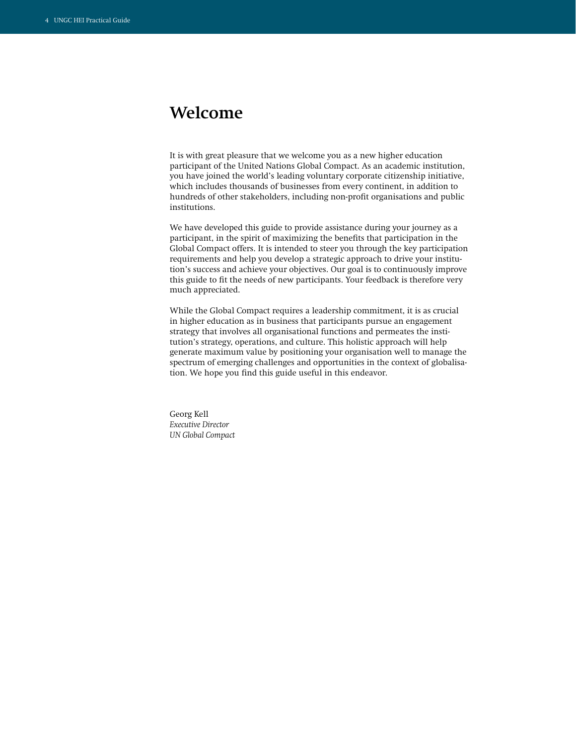# Welcome

It is with great pleasure that we welcome you as a new higher education participant of the United Nations Global Compact. As an academic institution, you have joined the world's leading voluntary corporate citizenship initiative, which includes thousands of businesses from every continent, in addition to hundreds of other stakeholders, including non-profit organisations and public institutions.

We have developed this guide to provide assistance during your journey as a participant, in the spirit of maximizing the benefits that participation in the Global Compact offers. It is intended to steer you through the key participation requirements and help you develop a strategic approach to drive your institution's success and achieve your objectives. Our goal is to continuously improve this guide to fit the needs of new participants. Your feedback is therefore very much appreciated.

While the Global Compact requires a leadership commitment, it is as crucial in higher education as in business that participants pursue an engagement strategy that involves all organisational functions and permeates the institution's strategy, operations, and culture. This holistic approach will help generate maximum value by positioning your organisation well to manage the spectrum of emerging challenges and opportunities in the context of globalisation. We hope you find this guide useful in this endeavor.

Georg Kell  
*Executive Director*  
*UN Global Compact*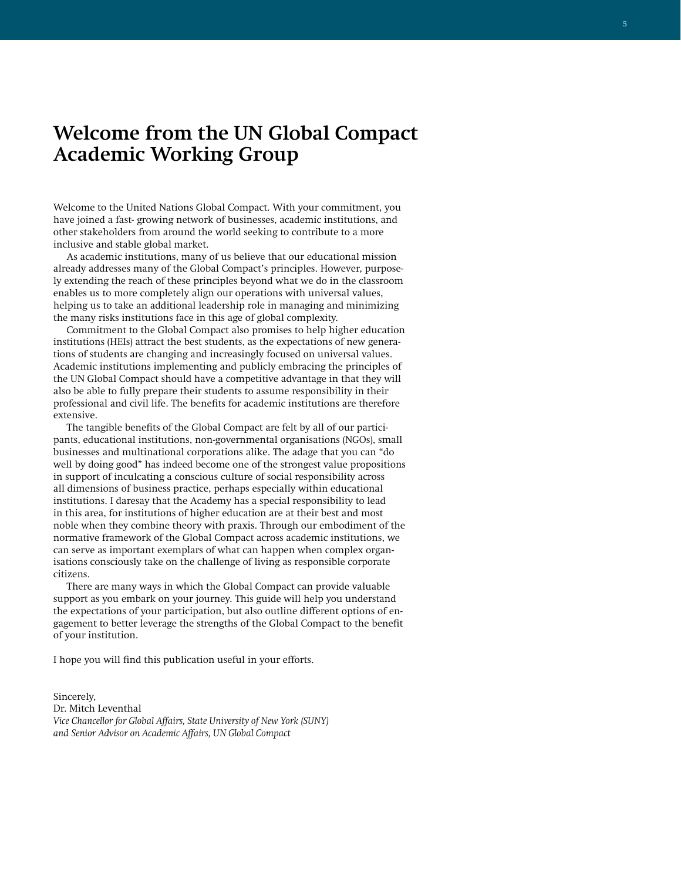# Welcome from the UN Global Compact Academic Working Group

Welcome to the United Nations Global Compact. With your commitment, you have joined a fast- growing network of businesses, academic institutions, and other stakeholders from around the world seeking to contribute to a more inclusive and stable global market.

As academic institutions, many of us believe that our educational mission already addresses many of the Global Compact's principles. However, purposely extending the reach of these principles beyond what we do in the classroom enables us to more completely align our operations with universal values, helping us to take an additional leadership role in managing and minimizing the many risks institutions face in this age of global complexity.

Commitment to the Global Compact also promises to help higher education institutions (HEIs) attract the best students, as the expectations of new generations of students are changing and increasingly focused on universal values. Academic institutions implementing and publicly embracing the principles of the UN Global Compact should have a competitive advantage in that they will also be able to fully prepare their students to assume responsibility in their professional and civil life. The benefits for academic institutions are therefore extensive.

The tangible benefits of the Global Compact are felt by all of our participants, educational institutions, non-governmental organisations (NGOs), small businesses and multinational corporations alike. The adage that you can "do well by doing good" has indeed become one of the strongest value propositions in support of inculcating a conscious culture of social responsibility across all dimensions of business practice, perhaps especially within educational institutions. I daresay that the Academy has a special responsibility to lead in this area, for institutions of higher education are at their best and most noble when they combine theory with praxis. Through our embodiment of the normative framework of the Global Compact across academic institutions, we can serve as important exemplars of what can happen when complex organisations consciously take on the challenge of living as responsible corporate citizens.

There are many ways in which the Global Compact can provide valuable support as you embark on your journey. This guide will help you understand the expectations of your participation, but also outline different options of engagement to better leverage the strengths of the Global Compact to the benefit of your institution.

I hope you will find this publication useful in your efforts.

Sincerely,
Dr. Mitch Leventhal
*Vice Chancellor for Global Affairs, State University of New York (SUNY) and Senior Advisor on Academic Affairs, UN Global Compact*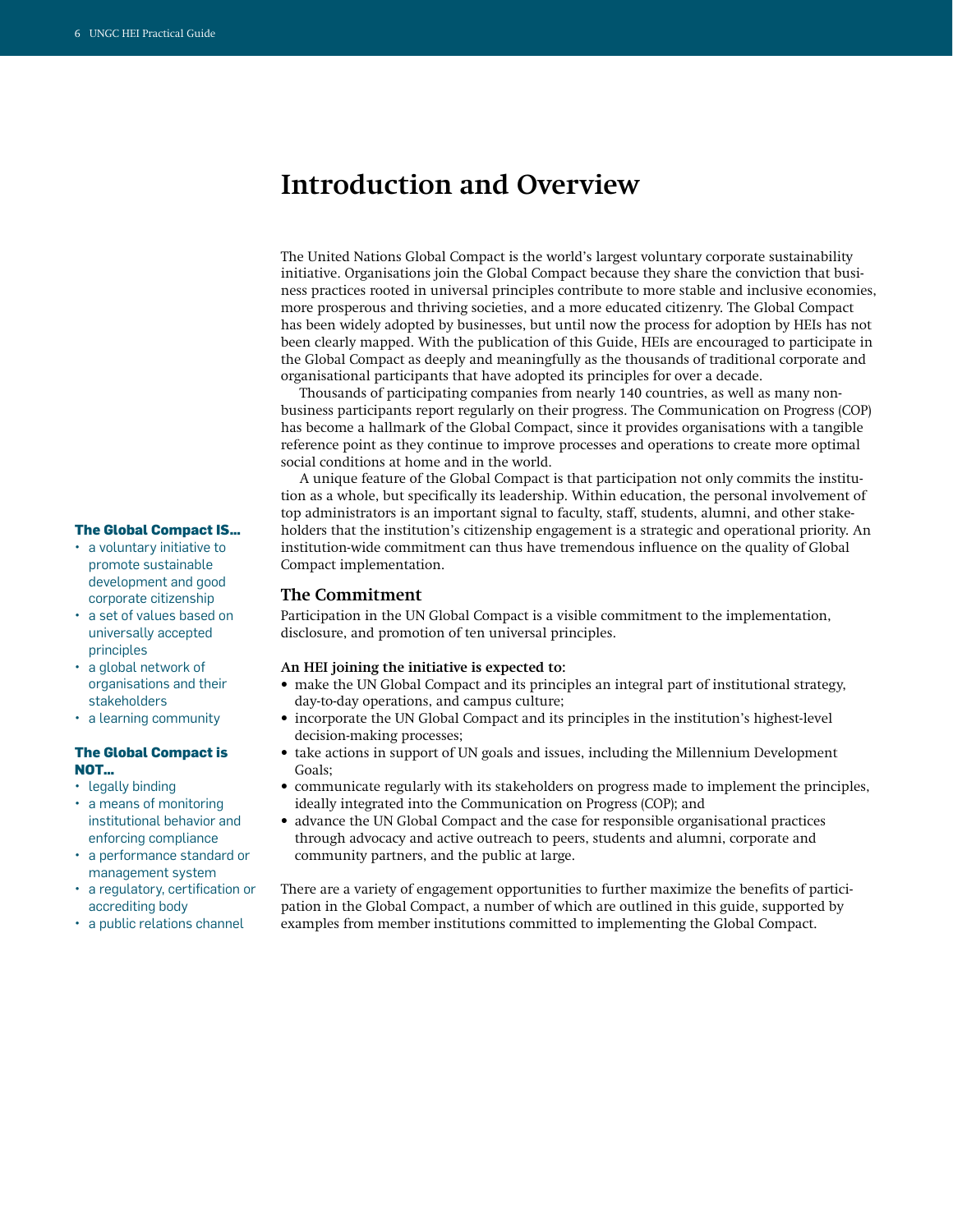# Introduction and Overview

The United Nations Global Compact is the world's largest voluntary corporate sustainability initiative. Organisations join the Global Compact because they share the conviction that business practices rooted in universal principles contribute to more stable and inclusive economies, more prosperous and thriving societies, and a more educated citizenry. The Global Compact has been widely adopted by businesses, but until now the process for adoption by HEIs has not been clearly mapped. With the publication of this Guide, HEIs are encouraged to participate in the Global Compact as deeply and meaningfully as the thousands of traditional corporate and organisational participants that have adopted its principles for over a decade.

Thousands of participating companies from nearly 140 countries, as well as many non-business participants report regularly on their progress. The Communication on Progress (COP) has become a hallmark of the Global Compact, since it provides organisations with a tangible reference point as they continue to improve processes and operations to create more optimal social conditions at home and in the world.

A unique feature of the Global Compact is that participation not only commits the institution as a whole, but specifically its leadership. Within education, the personal involvement of top administrators is an important signal to faculty, staff, students, alumni, and other stakeholders that the institution's citizenship engagement is a strategic and operational priority. An institution-wide commitment can thus have tremendous influence on the quality of Global Compact implementation.

**The Global Compact IS...**

- a voluntary initiative to promote sustainable development and good corporate citizenship
- a set of values based on universally accepted principles
- a global network of organisations and their stakeholders
- a learning community

**The Global Compact is NOT...**

- legally binding
- a means of monitoring institutional behavior and enforcing compliance
- a performance standard or management system
- a regulatory, certification or accrediting body
- a public relations channel

## The Commitment

Participation in the UN Global Compact is a visible commitment to the implementation, disclosure, and promotion of ten universal principles.

**An HEI joining the initiative is expected to:**

- make the UN Global Compact and its principles an integral part of institutional strategy, day-to-day operations, and campus culture;
- incorporate the UN Global Compact and its principles in the institution's highest-level decision-making processes;
- take actions in support of UN goals and issues, including the Millennium Development Goals;
- communicate regularly with its stakeholders on progress made to implement the principles, ideally integrated into the Communication on Progress (COP); and
- advance the UN Global Compact and the case for responsible organisational practices through advocacy and active outreach to peers, students and alumni, corporate and community partners, and the public at large.

There are a variety of engagement opportunities to further maximize the benefits of participation in the Global Compact, a number of which are outlined in this guide, supported by examples from member institutions committed to implementing the Global Compact.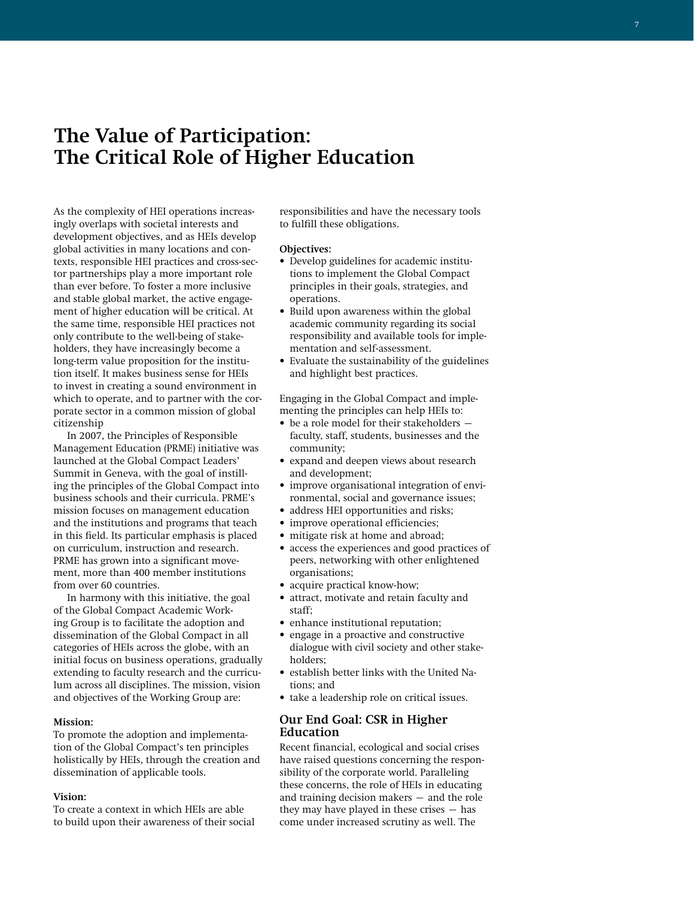# The Value of Participation: The Critical Role of Higher Education

As the complexity of HEI operations increasingly overlaps with societal interests and development objectives, and as HEIs develop global activities in many locations and contexts, responsible HEI practices and cross-sector partnerships play a more important role than ever before. To foster a more inclusive and stable global market, the active engagement of higher education will be critical. At the same time, responsible HEI practices not only contribute to the well-being of stakeholders, they have increasingly become a long-term value proposition for the institution itself. It makes business sense for HEIs to invest in creating a sound environment in which to operate, and to partner with the corporate sector in a common mission of global citizenship

In 2007, the Principles of Responsible Management Education (PRME) initiative was launched at the Global Compact Leaders' Summit in Geneva, with the goal of instilling the principles of the Global Compact into business schools and their curricula. PRME's mission focuses on management education and the institutions and programs that teach in this field. Its particular emphasis is placed on curriculum, instruction and research. PRME has grown into a significant movement, more than 400 member institutions from over 60 countries.

In harmony with this initiative, the goal of the Global Compact Academic Working Group is to facilitate the adoption and dissemination of the Global Compact in all categories of HEIs across the globe, with an initial focus on business operations, gradually extending to faculty research and the curriculum across all disciplines. The mission, vision and objectives of the Working Group are:

**Mission:**
To promote the adoption and implementation of the Global Compact's ten principles holistically by HEIs, through the creation and dissemination of applicable tools.

**Vision:**
To create a context in which HEIs are able to build upon their awareness of their social responsibilities and have the necessary tools to fulfill these obligations.

**Objectives:**
- Develop guidelines for academic institutions to implement the Global Compact principles in their goals, strategies, and operations.
- Build upon awareness within the global academic community regarding its social responsibility and available tools for implementation and self-assessment.
- Evaluate the sustainability of the guidelines and highlight best practices.

Engaging in the Global Compact and implementing the principles can help HEIs to:
- be a role model for their stakeholders — faculty, staff, students, businesses and the community;
- expand and deepen views about research and development;
- improve organisational integration of environmental, social and governance issues;
- address HEI opportunities and risks;
- improve operational efficiencies;
- mitigate risk at home and abroad;
- access the experiences and good practices of peers, networking with other enlightened organisations;
- acquire practical know-how;
- attract, motivate and retain faculty and staff;
- enhance institutional reputation;
- engage in a proactive and constructive dialogue with civil society and other stakeholders;
- establish better links with the United Nations; and
- take a leadership role on critical issues.

## Our End Goal: CSR in Higher Education

Recent financial, ecological and social crises have raised questions concerning the responsibility of the corporate world. Paralleling these concerns, the role of HEIs in educating and training decision makers — and the role they may have played in these crises — has come under increased scrutiny as well. The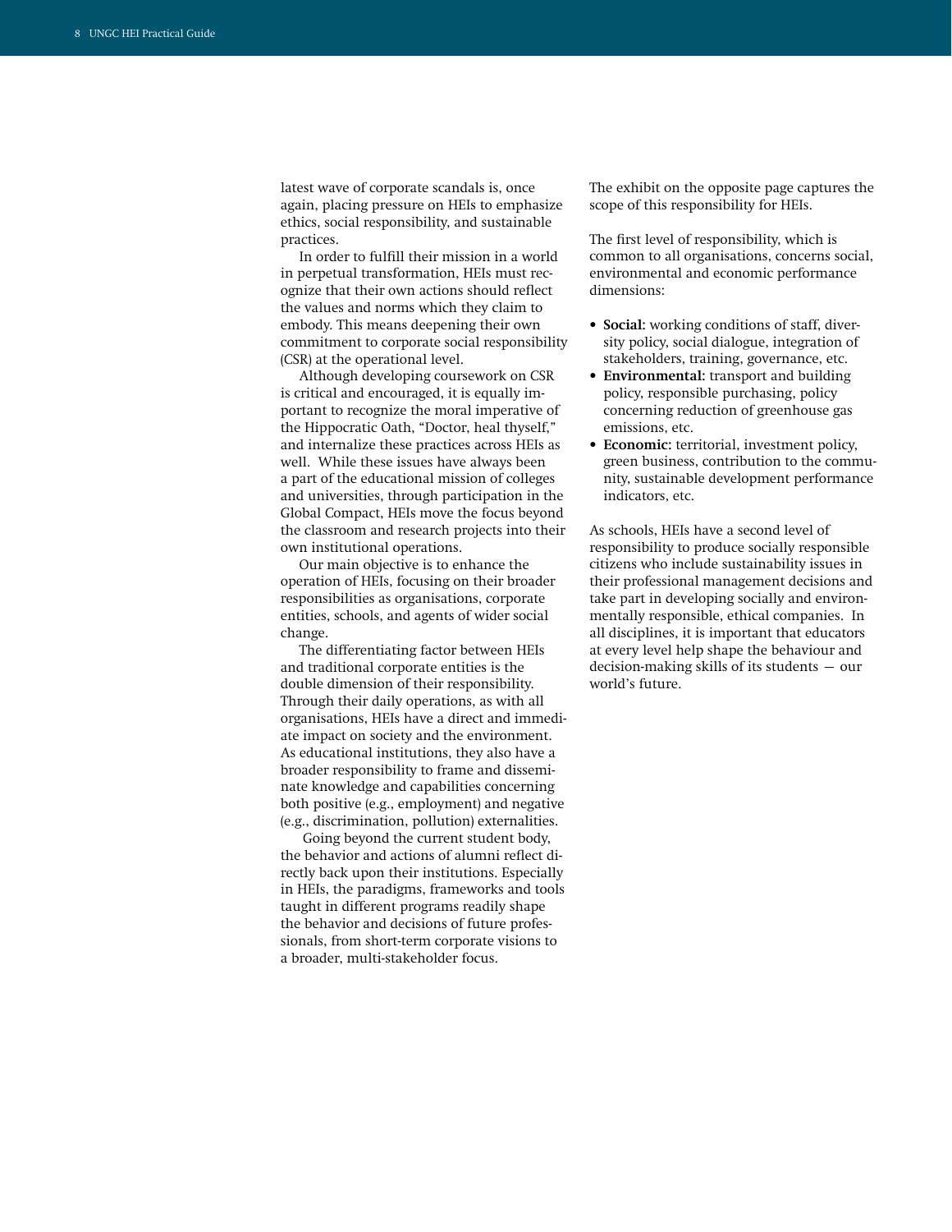latest wave of corporate scandals is, once again, placing pressure on HEIs to emphasize ethics, social responsibility, and sustainable practices.

In order to fulfill their mission in a world in perpetual transformation, HEIs must recognize that their own actions should reflect the values and norms which they claim to embody. This means deepening their own commitment to corporate social responsibility (CSR) at the operational level.

Although developing coursework on CSR is critical and encouraged, it is equally important to recognize the moral imperative of the Hippocratic Oath, "Doctor, heal thyself," and internalize these practices across HEIs as well. While these issues have always been a part of the educational mission of colleges and universities, through participation in the Global Compact, HEIs move the focus beyond the classroom and research projects into their own institutional operations.

Our main objective is to enhance the operation of HEIs, focusing on their broader responsibilities as organisations, corporate entities, schools, and agents of wider social change.

The differentiating factor between HEIs and traditional corporate entities is the double dimension of their responsibility. Through their daily operations, as with all organisations, HEIs have a direct and immediate impact on society and the environment. As educational institutions, they also have a broader responsibility to frame and disseminate knowledge and capabilities concerning both positive (e.g., employment) and negative (e.g., discrimination, pollution) externalities.

Going beyond the current student body, the behavior and actions of alumni reflect directly back upon their institutions. Especially in HEIs, the paradigms, frameworks and tools taught in different programs readily shape the behavior and decisions of future professionals, from short-term corporate visions to a broader, multi-stakeholder focus.

The exhibit on the opposite page captures the scope of this responsibility for HEIs.

The first level of responsibility, which is common to all organisations, concerns social, environmental and economic performance dimensions:

- **Social:** working conditions of staff, diversity policy, social dialogue, integration of stakeholders, training, governance, etc.
- **Environmental:** transport and building policy, responsible purchasing, policy concerning reduction of greenhouse gas emissions, etc.
- **Economic:** territorial, investment policy, green business, contribution to the community, sustainable development performance indicators, etc.

As schools, HEIs have a second level of responsibility to produce socially responsible citizens who include sustainability issues in their professional management decisions and take part in developing socially and environmentally responsible, ethical companies. In all disciplines, it is important that educators at every level help shape the behaviour and decision-making skills of its students — our world's future.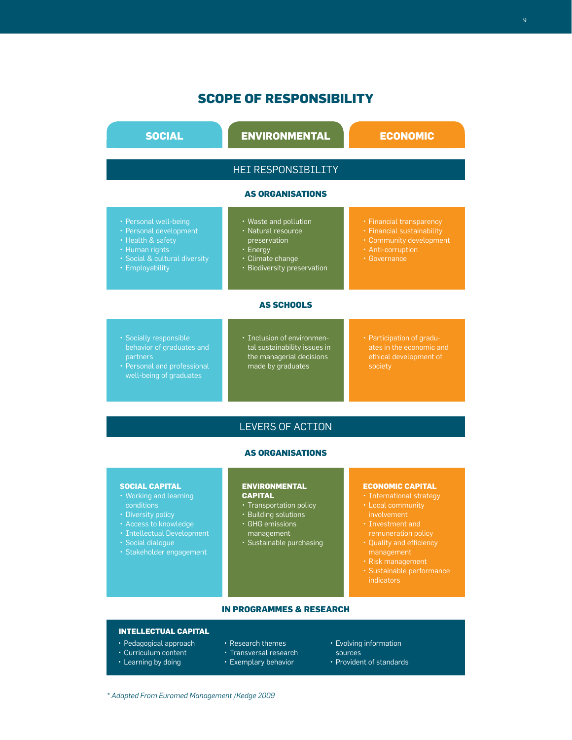# SCOPE OF RESPONSIBILITY

| SOCIAL | ENVIRONMENTAL | ECONOMIC |
|---|---|---|

## HEI RESPONSIBILITY

### AS ORGANISATIONS

| SOCIAL | ENVIRONMENTAL | ECONOMIC |
|---|---|---|
| • Personal well-being<br>• Personal development<br>• Health & safety<br>• Human rights<br>• Social & cultural diversity<br>• Employability | • Waste and pollution<br>• Natural resource preservation<br>• Energy<br>• Climate change<br>• Biodiversity preservation | • Financial transparency<br>• Financial sustainability<br>• Community development<br>• Anti-corruption<br>• Governance |

### AS SCHOOLS

| SOCIAL | ENVIRONMENTAL | ECONOMIC |
|---|---|---|
| • Socially responsible behavior of graduates and partners<br>• Personal and professional well-being of graduates | • Inclusion of environmental sustainability issues in the managerial decisions made by graduates | • Participation of graduates in the economic and ethical development of society |

## LEVERS OF ACTION

### AS ORGANISATIONS

| SOCIAL CAPITAL | ENVIRONMENTAL CAPITAL | ECONOMIC CAPITAL |
|---|---|---|
| • Working and learning conditions<br>• Diversity policy<br>• Access to knowledge<br>• Intellectual Development<br>• Social dialogue<br>• Stakeholder engagement | • Transportation policy<br>• Building solutions<br>• GHG emissions management<br>• Sustainable purchasing | • International strategy<br>• Local community involvement<br>• Investment and remuneration policy<br>• Quality and efficiency management<br>• Risk management<br>• Sustainable performance indicators |

### IN PROGRAMMES & RESEARCH

**INTELLECTUAL CAPITAL**

- Pedagogical approach
- Curriculum content
- Learning by doing
- Research themes
- Transversal research
- Exemplary behavior
- Evolving information sources
- Provident of standards

*\* Adapted From Euromed Management /Kedge 2009*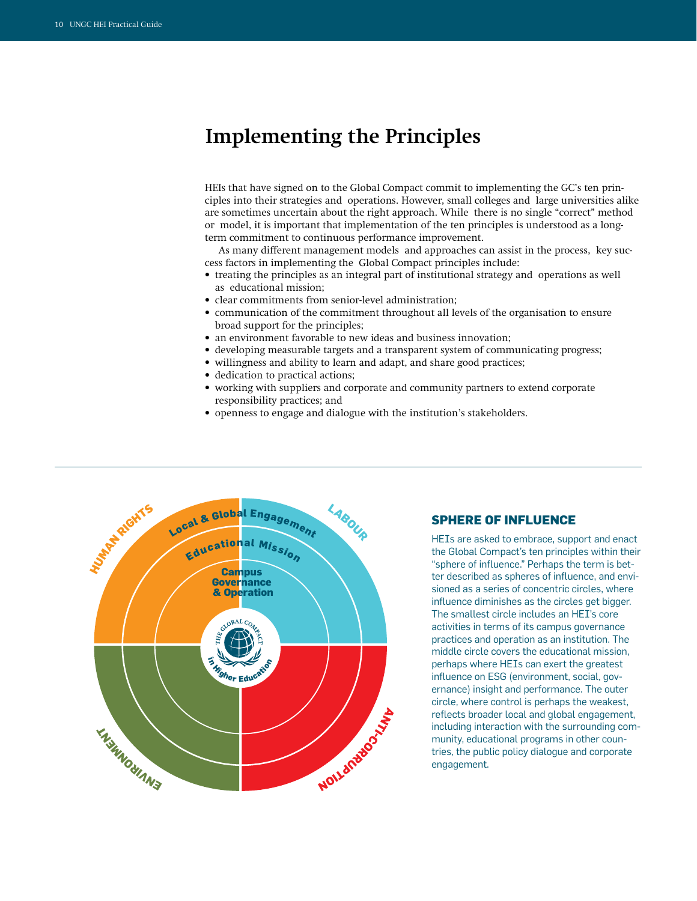# Implementing the Principles

HEIs that have signed on to the Global Compact commit to implementing the GC's ten principles into their strategies and operations. However, small colleges and large universities alike are sometimes uncertain about the right approach. While there is no single "correct" method or model, it is important that implementation of the ten principles is understood as a long-term commitment to continuous performance improvement.

As many different management models and approaches can assist in the process, key success factors in implementing the Global Compact principles include:

- treating the principles as an integral part of institutional strategy and operations as well as educational mission;
- clear commitments from senior-level administration;
- communication of the commitment throughout all levels of the organisation to ensure broad support for the principles;
- an environment favorable to new ideas and business innovation;
- developing measurable targets and a transparent system of communicating progress;
- willingness and ability to learn and adapt, and share good practices;
- dedication to practical actions;
- working with suppliers and corporate and community partners to extend corporate responsibility practices; and
- openness to engage and dialogue with the institution's stakeholders.

HUMAN RIGHTS

LABOUR

ENVIRONMENT

ANTI-CORRUPTION

Local & Global Engagement

Educational Mission

Campus Governance & Operation

The Global Compact in Higher Education

## SPHERE OF INFLUENCE

HEIs are asked to embrace, support and enact the Global Compact's ten principles within their "sphere of influence." Perhaps the term is better described as spheres of influence, and envisioned as a series of concentric circles, where influence diminishes as the circles get bigger. The smallest circle includes an HEI's core activities in terms of its campus governance practices and operation as an institution. The middle circle covers the educational mission, perhaps where HEIs can exert the greatest influence on ESG (environment, social, governance) insight and performance. The outer circle, where control is perhaps the weakest, reflects broader local and global engagement, including interaction with the surrounding community, educational programs in other countries, the public policy dialogue and corporate engagement.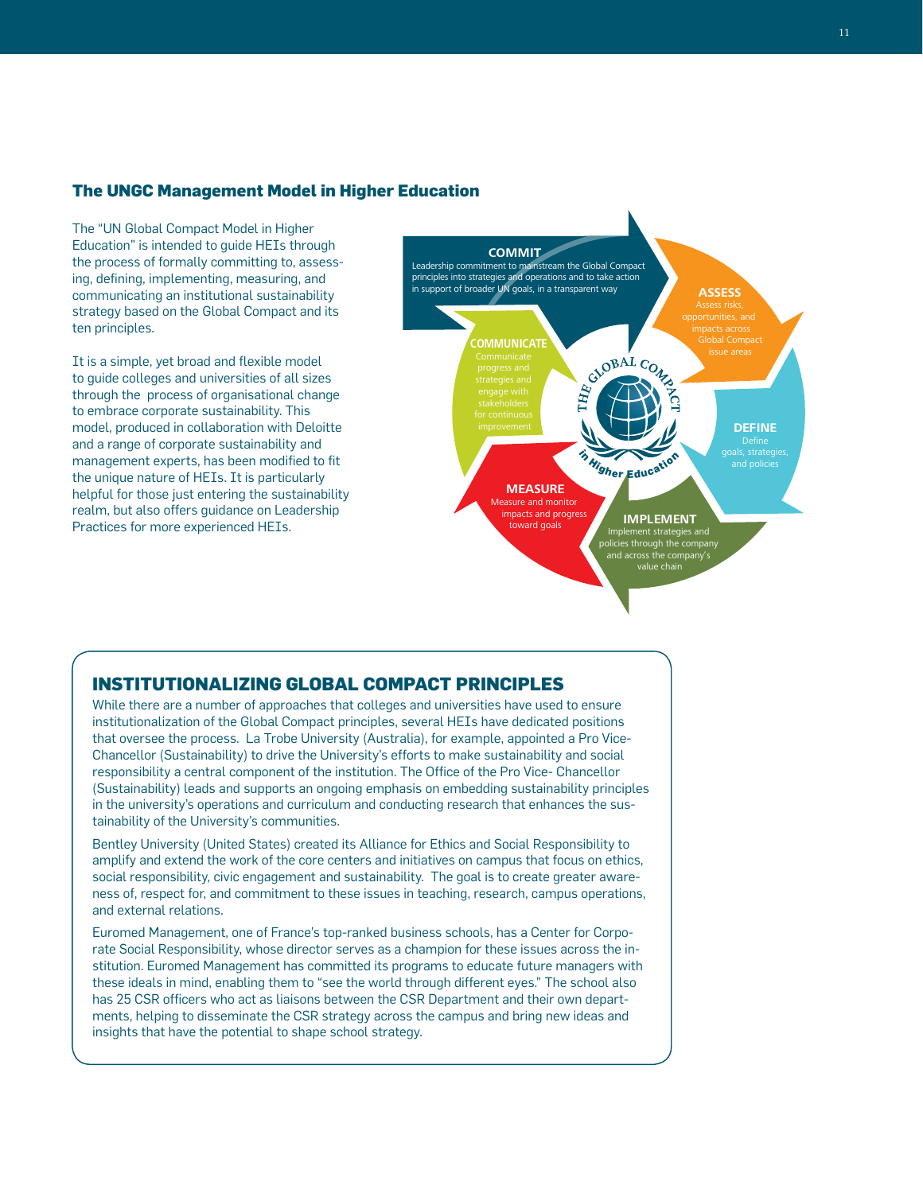## The UNGC Management Model in Higher Education

The "UN Global Compact Model in Higher Education" is intended to guide HEIs through the process of formally committing to, assessing, defining, implementing, measuring, and communicating an institutional sustainability strategy based on the Global Compact and its ten principles.

It is a simple, yet broad and flexible model to guide colleges and universities of all sizes through the process of organisational change to embrace corporate sustainability. This model, produced in collaboration with Deloitte and a range of corporate sustainability and management experts, has been modified to fit the unique nature of HEIs. It is particularly helpful for those just entering the sustainability realm, but also offers guidance on Leadership Practices for more experienced HEIs.

**COMMIT**
Leadership commitment to mainstream the Global Compact principles into strategies and operations and to take action in support of broader UN goals, in a transparent way

**ASSESS**
Assess risks, opportunities, and impacts across Global Compact issue areas

**DEFINE**
Define goals, strategies, and policies

**IMPLEMENT**
Implement strategies and policies through the company and across the company's value chain

**MEASURE**
Measure and monitor impacts and progress toward goals

**COMMUNICATE**
Communicate progress and strategies and engage with stakeholders for continuous improvement

THE GLOBAL COMPACT in Higher Education

## INSTITUTIONALIZING GLOBAL COMPACT PRINCIPLES

While there are a number of approaches that colleges and universities have used to ensure institutionalization of the Global Compact principles, several HEIs have dedicated positions that oversee the process. La Trobe University (Australia), for example, appointed a Pro Vice-Chancellor (Sustainability) to drive the University's efforts to make sustainability and social responsibility a central component of the institution. The Office of the Pro Vice- Chancellor (Sustainability) leads and supports an ongoing emphasis on embedding sustainability principles in the university's operations and curriculum and conducting research that enhances the sustainability of the University's communities.

Bentley University (United States) created its Alliance for Ethics and Social Responsibility to amplify and extend the work of the core centers and initiatives on campus that focus on ethics, social responsibility, civic engagement and sustainability. The goal is to create greater awareness of, respect for, and commitment to these issues in teaching, research, campus operations, and external relations.

Euromed Management, one of France's top-ranked business schools, has a Center for Corporate Social Responsibility, whose director serves as a champion for these issues across the institution. Euromed Management has committed its programs to educate future managers with these ideals in mind, enabling them to "see the world through different eyes." The school also has 25 CSR officers who act as liaisons between the CSR Department and their own departments, helping to disseminate the CSR strategy across the campus and bring new ideas and insights that have the potential to shape school strategy.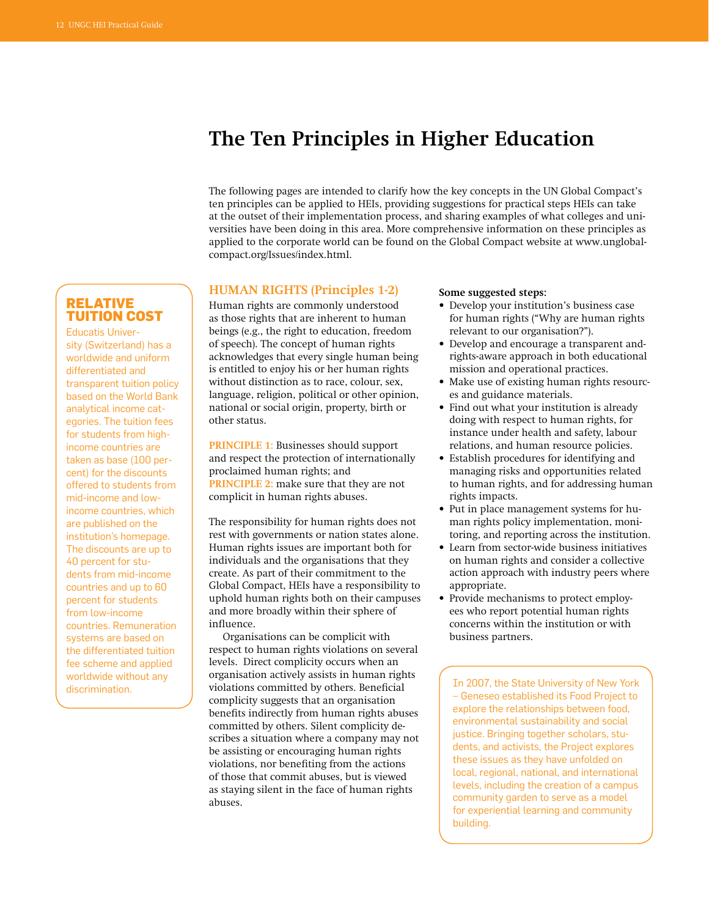# The Ten Principles in Higher Education

The following pages are intended to clarify how the key concepts in the UN Global Compact's ten principles can be applied to HEIs, providing suggestions for practical steps HEIs can take at the outset of their implementation process, and sharing examples of what colleges and universities have been doing in this area. More comprehensive information on these principles as applied to the corporate world can be found on the Global Compact website at www.unglobalcompact.org/Issues/index.html.

## HUMAN RIGHTS (Principles 1-2)

Human rights are commonly understood as those rights that are inherent to human beings (e.g., the right to education, freedom of speech). The concept of human rights acknowledges that every single human being is entitled to enjoy his or her human rights without distinction as to race, colour, sex, language, religion, political or other opinion, national or social origin, property, birth or other status.

**PRINCIPLE 1:** Businesses should support and respect the protection of internationally proclaimed human rights; and
**PRINCIPLE 2:** make sure that they are not complicit in human rights abuses.

The responsibility for human rights does not rest with governments or nation states alone. Human rights issues are important both for individuals and the organisations that they create. As part of their commitment to the Global Compact, HEIs have a responsibility to uphold human rights both on their campuses and more broadly within their sphere of influence.

Organisations can be complicit with respect to human rights violations on several levels. Direct complicity occurs when an organisation actively assists in human rights violations committed by others. Beneficial complicity suggests that an organisation benefits indirectly from human rights abuses committed by others. Silent complicity describes a situation where a company may not be assisting or encouraging human rights violations, nor benefiting from the actions of those that commit abuses, but is viewed as staying silent in the face of human rights abuses.

**Some suggested steps:**

- Develop your institution's business case for human rights ("Why are human rights relevant to our organisation?").
- Develop and encourage a transparent and-rights-aware approach in both educational mission and operational practices.
- Make use of existing human rights resources and guidance materials.
- Find out what your institution is already doing with respect to human rights, for instance under health and safety, labour relations, and human resource policies.
- Establish procedures for identifying and managing risks and opportunities related to human rights, and for addressing human rights impacts.
- Put in place management systems for human rights policy implementation, monitoring, and reporting across the institution.
- Learn from sector-wide business initiatives on human rights and consider a collective action approach with industry peers where appropriate.
- Provide mechanisms to protect employees who report potential human rights concerns within the institution or with business partners.

In 2007, the State University of New York – Geneseo established its Food Project to explore the relationships between food, environmental sustainability and social justice. Bringing together scholars, students, and activists, the Project explores these issues as they have unfolded on local, regional, national, and international levels, including the creation of a campus community garden to serve as a model for experiential learning and community building.

### RELATIVE TUITION COST

Educatis University (Switzerland) has a worldwide and uniform differentiated and transparent tuition policy based on the World Bank analytical income categories. The tuition fees for students from high-income countries are taken as base (100 percent) for the discounts offered to students from mid-income and low-income countries, which are published on the institution's homepage. The discounts are up to 40 percent for students from mid-income countries and up to 60 percent for students from low-income countries. Remuneration systems are based on the differentiated tuition fee scheme and applied worldwide without any discrimination.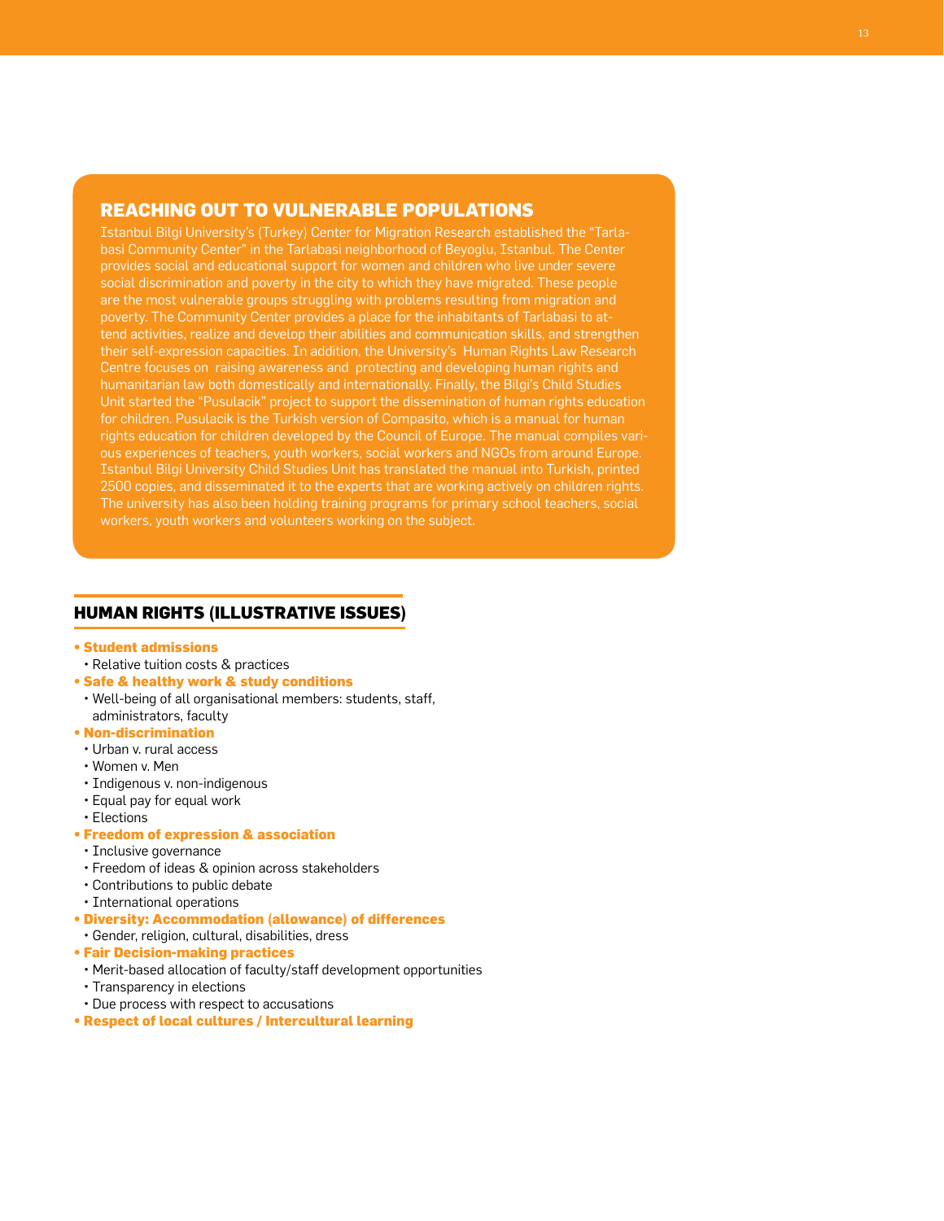## REACHING OUT TO VULNERABLE POPULATIONS

Istanbul Bilgi University's (Turkey) Center for Migration Research established the "Tarlabasi Community Center" in the Tarlabasi neighborhood of Beyoglu, Istanbul. The Center provides social and educational support for women and children who live under severe social discrimination and poverty in the city to which they have migrated. These people are the most vulnerable groups struggling with problems resulting from migration and poverty. The Community Center provides a place for the inhabitants of Tarlabasi to attend activities, realize and develop their abilities and communication skills, and strengthen their self-expression capacities. In addition, the University's Human Rights Law Research Centre focuses on raising awareness and protecting and developing human rights and humanitarian law both domestically and internationally. Finally, the Bilgi's Child Studies Unit started the "Pusulacik" project to support the dissemination of human rights education for children. Pusulacik is the Turkish version of Compasito, which is a manual for human rights education for children developed by the Council of Europe. The manual compiles various experiences of teachers, youth workers, social workers and NGOs from around Europe. Istanbul Bilgi University Child Studies Unit has translated the manual into Turkish, printed 2500 copies, and disseminated it to the experts that are working actively on children rights. The university has also been holding training programs for primary school teachers, social workers, youth workers and volunteers working on the subject.

## HUMAN RIGHTS (ILLUSTRATIVE ISSUES)

- **Student admissions**
  - Relative tuition costs & practices
- **Safe & healthy work & study conditions**
  - Well-being of all organisational members: students, staff, administrators, faculty
- **Non-discrimination**
  - Urban v. rural access
  - Women v. Men
  - Indigenous v. non-indigenous
  - Equal pay for equal work
  - Elections
- **Freedom of expression & association**
  - Inclusive governance
  - Freedom of ideas & opinion across stakeholders
  - Contributions to public debate
  - International operations
- **Diversity: Accommodation (allowance) of differences**
  - Gender, religion, cultural, disabilities, dress
- **Fair Decision-making practices**
  - Merit-based allocation of faculty/staff development opportunities
  - Transparency in elections
  - Due process with respect to accusations
- **Respect of local cultures / Intercultural learning**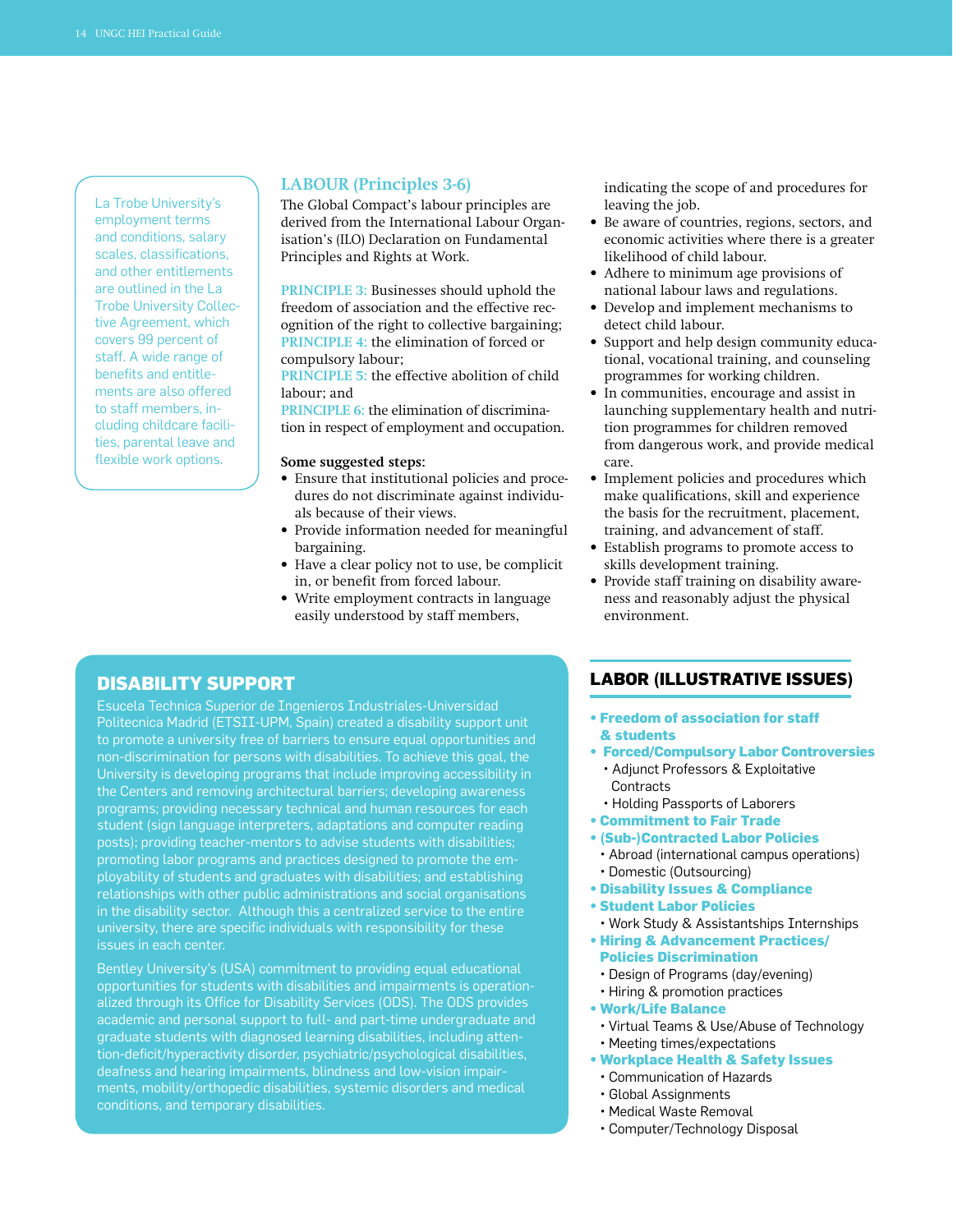La Trobe University's employment terms and conditions, salary scales, classifications, and other entitlements are outlined in the La Trobe University Collective Agreement, which covers 99 percent of staff. A wide range of benefits and entitlements are also offered to staff members, including childcare facilities, parental leave and flexible work options.

## LABOUR (Principles 3-6)

The Global Compact's labour principles are derived from the International Labour Organisation's (ILO) Declaration on Fundamental Principles and Rights at Work.

**PRINCIPLE 3:** Businesses should uphold the freedom of association and the effective recognition of the right to collective bargaining;
**PRINCIPLE 4:** the elimination of forced or compulsory labour;
**PRINCIPLE 5:** the effective abolition of child labour; and
**PRINCIPLE 6:** the elimination of discrimination in respect of employment and occupation.

**Some suggested steps:**

- Ensure that institutional policies and procedures do not discriminate against individuals because of their views.
- Provide information needed for meaningful bargaining.
- Have a clear policy not to use, be complicit in, or benefit from forced labour.
- Write employment contracts in language easily understood by staff members, indicating the scope of and procedures for leaving the job.
- Be aware of countries, regions, sectors, and economic activities where there is a greater likelihood of child labour.
- Adhere to minimum age provisions of national labour laws and regulations.
- Develop and implement mechanisms to detect child labour.
- Support and help design community educational, vocational training, and counseling programmes for working children.
- In communities, encourage and assist in launching supplementary health and nutrition programmes for children removed from dangerous work, and provide medical care.
- Implement policies and procedures which make qualifications, skill and experience the basis for the recruitment, placement, training, and advancement of staff.
- Establish programs to promote access to skills development training.
- Provide staff training on disability awareness and reasonably adjust the physical environment.

## DISABILITY SUPPORT

Esucela Technica Superior de Ingenieros Industriales-Universidad Politecnica Madrid (ETSII-UPM, Spain) created a disability support unit to promote a university free of barriers to ensure equal opportunities and non-discrimination for persons with disabilities. To achieve this goal, the University is developing programs that include improving accessibility in the Centers and removing architectural barriers; developing awareness programs; providing necessary technical and human resources for each student (sign language interpreters, adaptations and computer reading posts); providing teacher-mentors to advise students with disabilities; promoting labor programs and practices designed to promote the employability of students and graduates with disabilities; and establishing relationships with other public administrations and social organisations in the disability sector. Although this a centralized service to the entire university, there are specific individuals with responsibility for these issues in each center.

Bentley University's (USA) commitment to providing equal educational opportunities for students with disabilities and impairments is operationalized through its Office for Disability Services (ODS). The ODS provides academic and personal support to full- and part-time undergraduate and graduate students with diagnosed learning disabilities, including attention-deficit/hyperactivity disorder, psychiatric/psychological disabilities, deafness and hearing impairments, blindness and low-vision impairments, mobility/orthopedic disabilities, systemic disorders and medical conditions, and temporary disabilities.

## LABOR (ILLUSTRATIVE ISSUES)

- **Freedom of association for staff & students**
- **Forced/Compulsory Labor Controversies**
  - Adjunct Professors & Exploitative Contracts
  - Holding Passports of Laborers
- **Commitment to Fair Trade**
- **(Sub-)Contracted Labor Policies**
  - Abroad (international campus operations)
  - Domestic (Outsourcing)
- **Disability Issues & Compliance**
- **Student Labor Policies**
  - Work Study & Assistantships Internships
- **Hiring & Advancement Practices/ Policies Discrimination**
  - Design of Programs (day/evening)
  - Hiring & promotion practices
- **Work/Life Balance**
  - Virtual Teams & Use/Abuse of Technology
  - Meeting times/expectations
- **Workplace Health & Safety Issues**
  - Communication of Hazards
  - Global Assignments
  - Medical Waste Removal
  - Computer/Technology Disposal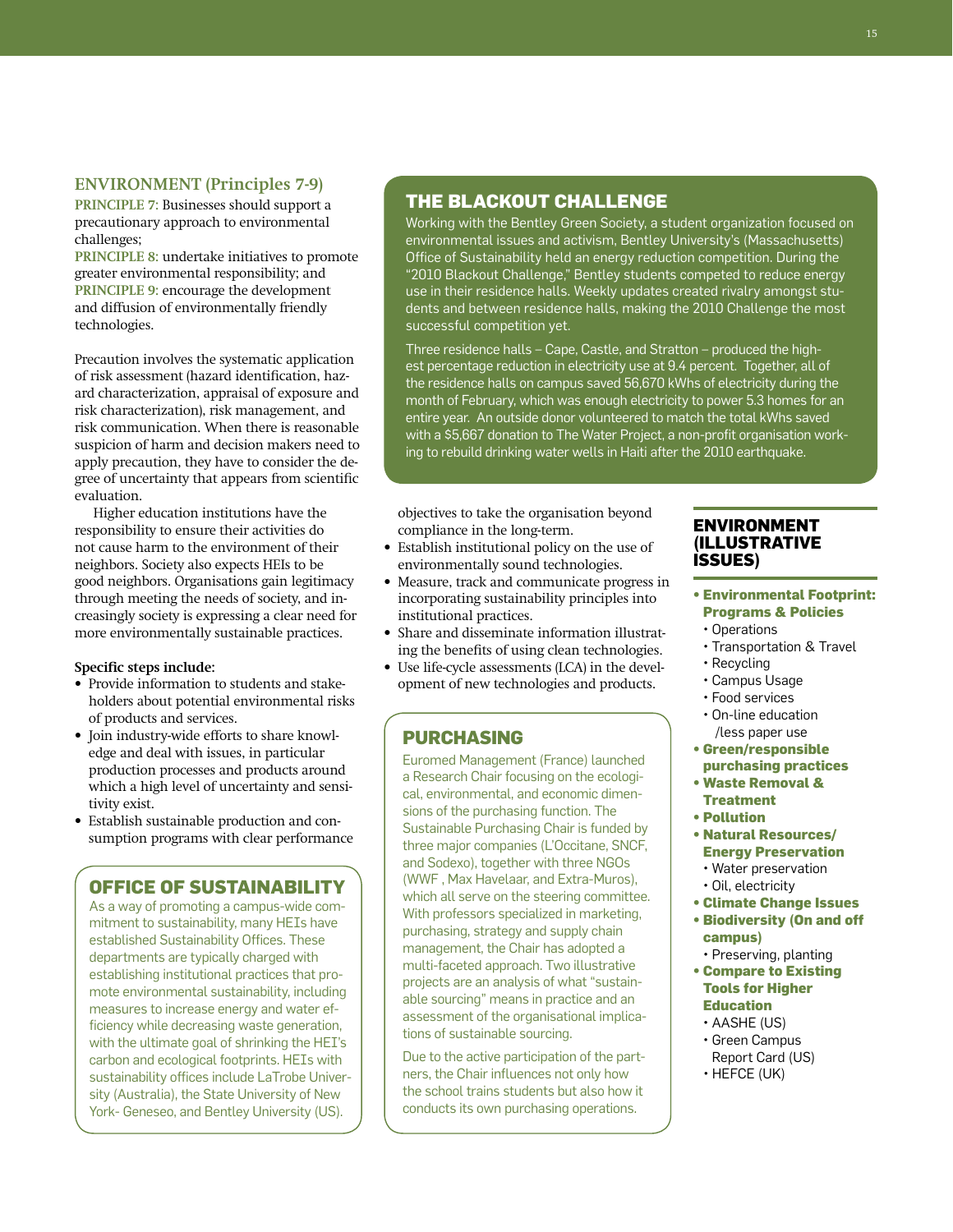## ENVIRONMENT (Principles 7-9)

**PRINCIPLE 7**: Businesses should support a precautionary approach to environmental challenges;

**PRINCIPLE 8**: undertake initiatives to promote greater environmental responsibility; and

**PRINCIPLE 9**: encourage the development and diffusion of environmentally friendly technologies.

Precaution involves the systematic application of risk assessment (hazard identification, hazard characterization, appraisal of exposure and risk characterization), risk management, and risk communication. When there is reasonable suspicion of harm and decision makers need to apply precaution, they have to consider the degree of uncertainty that appears from scientific evaluation.

Higher education institutions have the responsibility to ensure their activities do not cause harm to the environment of their neighbors. Society also expects HEIs to be good neighbors. Organisations gain legitimacy through meeting the needs of society, and increasingly society is expressing a clear need for more environmentally sustainable practices.

**Specific steps include:**

- Provide information to students and stakeholders about potential environmental risks of products and services.
- Join industry-wide efforts to share knowledge and deal with issues, in particular production processes and products around which a high level of uncertainty and sensitivity exist.
- Establish sustainable production and consumption programs with clear performance objectives to take the organisation beyond compliance in the long-term.
- Establish institutional policy on the use of environmentally sound technologies.
- Measure, track and communicate progress in incorporating sustainability principles into institutional practices.
- Share and disseminate information illustrating the benefits of using clean technologies.
- Use life-cycle assessments (LCA) in the development of new technologies and products.

### OFFICE OF SUSTAINABILITY

As a way of promoting a campus-wide commitment to sustainability, many HEIs have established Sustainability Offices. These departments are typically charged with establishing institutional practices that promote environmental sustainability, including measures to increase energy and water efficiency while decreasing waste generation, with the ultimate goal of shrinking the HEI's carbon and ecological footprints. HEIs with sustainability offices include LaTrobe University (Australia), the State University of New York- Geneseo, and Bentley University (US).

### THE BLACKOUT CHALLENGE

Working with the Bentley Green Society, a student organization focused on environmental issues and activism, Bentley University's (Massachusetts) Office of Sustainability held an energy reduction competition. During the "2010 Blackout Challenge," Bentley students competed to reduce energy use in their residence halls. Weekly updates created rivalry amongst students and between residence halls, making the 2010 Challenge the most successful competition yet.

Three residence halls – Cape, Castle, and Stratton – produced the highest percentage reduction in electricity use at 9.4 percent. Together, all of the residence halls on campus saved 56,670 kWhs of electricity during the month of February, which was enough electricity to power 5.3 homes for an entire year. An outside donor volunteered to match the total kWhs saved with a $5,667 donation to The Water Project, a non-profit organisation working to rebuild drinking water wells in Haiti after the 2010 earthquake.

### PURCHASING

Euromed Management (France) launched a Research Chair focusing on the ecological, environmental, and economic dimensions of the purchasing function. The Sustainable Purchasing Chair is funded by three major companies (L'Occitane, SNCF, and Sodexo), together with three NGOs (WWF , Max Havelaar, and Extra-Muros), which all serve on the steering committee. With professors specialized in marketing, purchasing, strategy and supply chain management, the Chair has adopted a multi-faceted approach. Two illustrative projects are an analysis of what "sustainable sourcing" means in practice and an assessment of the organisational implications of sustainable sourcing.

Due to the active participation of the partners, the Chair influences not only how the school trains students but also how it conducts its own purchasing operations.

### ENVIRONMENT (ILLUSTRATIVE ISSUES)

- **Environmental Footprint: Programs & Policies**
  - Operations
  - Transportation & Travel
  - Recycling
  - Campus Usage
  - Food services
  - On-line education /less paper use
- **Green/responsible purchasing practices**
- **Waste Removal & Treatment**
- **Pollution**
- **Natural Resources/ Energy Preservation**
  - Water preservation
  - Oil, electricity
- **Climate Change Issues**
- **Biodiversity (On and off campus)**
  - Preserving, planting
- **Compare to Existing Tools for Higher Education**
  - AASHE (US)
  - Green Campus Report Card (US)
  - HEFCE (UK)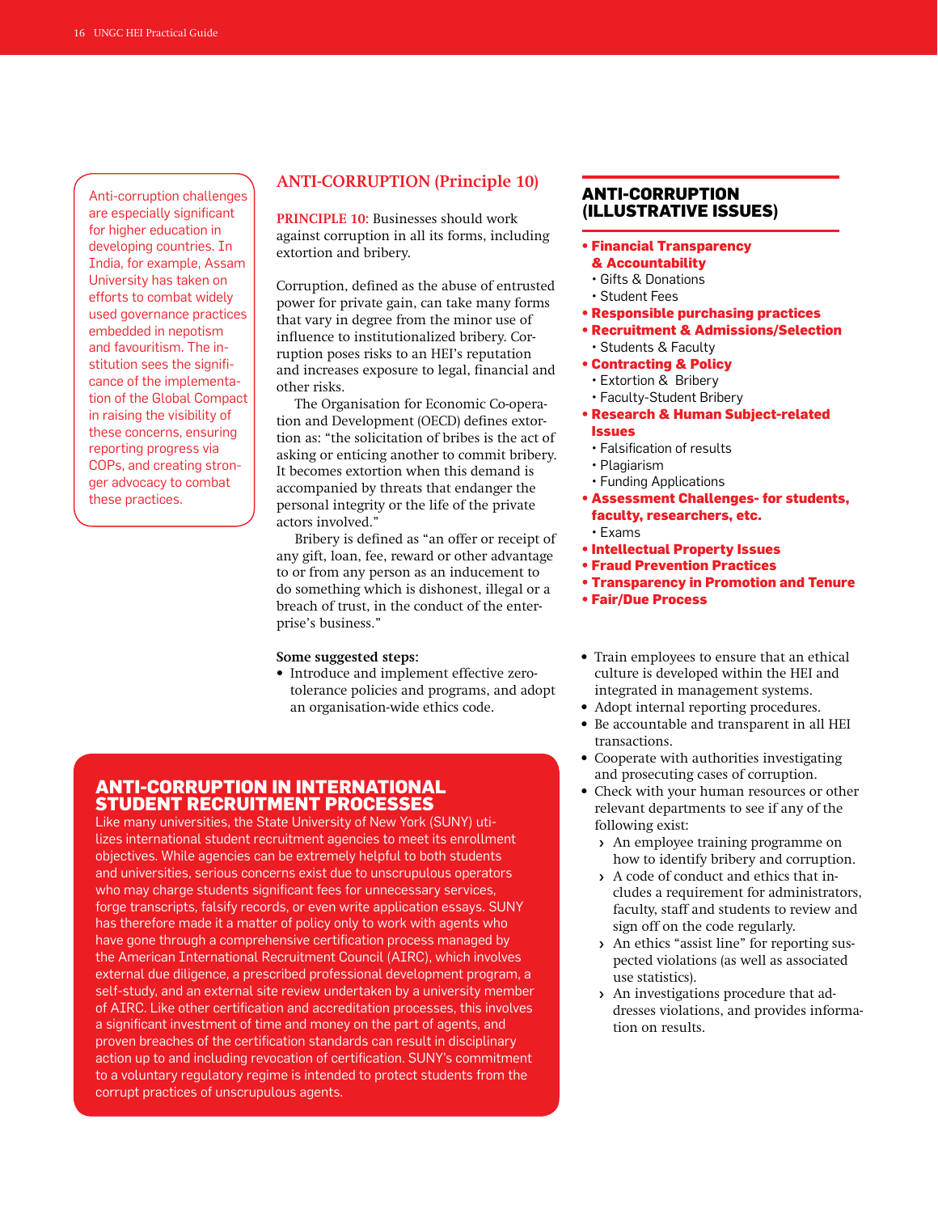Anti-corruption challenges are especially significant for higher education in developing countries. In India, for example, Assam University has taken on efforts to combat widely used governance practices embedded in nepotism and favouritism. The institution sees the significance of the implementation of the Global Compact in raising the visibility of these concerns, ensuring reporting progress via COPs, and creating stronger advocacy to combat these practices.

## ANTI-CORRUPTION (Principle 10)

**PRINCIPLE 10**: Businesses should work against corruption in all its forms, including extortion and bribery.

Corruption, defined as the abuse of entrusted power for private gain, can take many forms that vary in degree from the minor use of influence to institutionalized bribery. Corruption poses risks to an HEI's reputation and increases exposure to legal, financial and other risks.

The Organisation for Economic Co-operation and Development (OECD) defines extortion as: "the solicitation of bribes is the act of asking or enticing another to commit bribery. It becomes extortion when this demand is accompanied by threats that endanger the personal integrity or the life of the private actors involved."

Bribery is defined as "an offer or receipt of any gift, loan, fee, reward or other advantage to or from any person as an inducement to do something which is dishonest, illegal or a breach of trust, in the conduct of the enterprise's business."

**Some suggested steps:**

- Introduce and implement effective zero-tolerance policies and programs, and adopt an organisation-wide ethics code.
- Train employees to ensure that an ethical culture is developed within the HEI and integrated in management systems.
- Adopt internal reporting procedures.
- Be accountable and transparent in all HEI transactions.
- Cooperate with authorities investigating and prosecuting cases of corruption.
- Check with your human resources or other relevant departments to see if any of the following exist:
  - An employee training programme on how to identify bribery and corruption.
  - A code of conduct and ethics that includes a requirement for administrators, faculty, staff and students to review and sign off on the code regularly.
  - An ethics "assist line" for reporting suspected violations (as well as associated use statistics).
  - An investigations procedure that addresses violations, and provides information on results.

### ANTI-CORRUPTION (ILLUSTRATIVE ISSUES)

- **Financial Transparency & Accountability**
  - Gifts & Donations
  - Student Fees
- **Responsible purchasing practices**
- **Recruitment & Admissions/Selection**
  - Students & Faculty
- **Contracting & Policy**
  - Extortion & Bribery
  - Faculty-Student Bribery
- **Research & Human Subject-related Issues**
  - Falsification of results
  - Plagiarism
  - Funding Applications
- **Assessment Challenges- for students, faculty, researchers, etc.**
  - Exams
- **Intellectual Property Issues**
- **Fraud Prevention Practices**
- **Transparency in Promotion and Tenure**
- **Fair/Due Process**

### ANTI-CORRUPTION IN INTERNATIONAL STUDENT RECRUITMENT PROCESSES

Like many universities, the State University of New York (SUNY) utilizes international student recruitment agencies to meet its enrollment objectives. While agencies can be extremely helpful to both students and universities, serious concerns exist due to unscrupulous operators who may charge students significant fees for unnecessary services, forge transcripts, falsify records, or even write application essays. SUNY has therefore made it a matter of policy only to work with agents who have gone through a comprehensive certification process managed by the American International Recruitment Council (AIRC), which involves external due diligence, a prescribed professional development program, a self-study, and an external site review undertaken by a university member of AIRC. Like other certification and accreditation processes, this involves a significant investment of time and money on the part of agents, and proven breaches of the certification standards can result in disciplinary action up to and including revocation of certification. SUNY's commitment to a voluntary regulatory regime is intended to protect students from the corrupt practices of unscrupulous agents.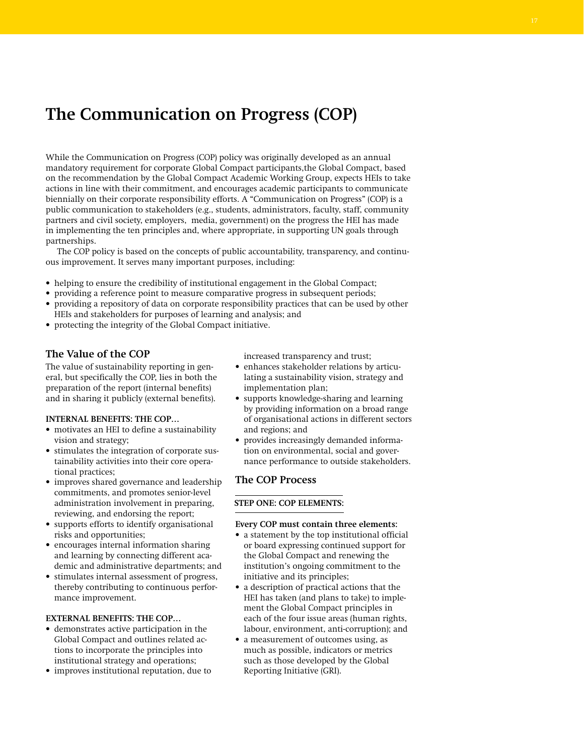# The Communication on Progress (COP)

While the Communication on Progress (COP) policy was originally developed as an annual mandatory requirement for corporate Global Compact participants,the Global Compact, based on the recommendation by the Global Compact Academic Working Group, expects HEIs to take actions in line with their commitment, and encourages academic participants to communicate biennially on their corporate responsibility efforts. A "Communication on Progress" (COP) is a public communication to stakeholders (e.g., students, administrators, faculty, staff, community partners and civil society, employers, media, government) on the progress the HEI has made in implementing the ten principles and, where appropriate, in supporting UN goals through partnerships.

The COP policy is based on the concepts of public accountability, transparency, and continuous improvement. It serves many important purposes, including:

- helping to ensure the credibility of institutional engagement in the Global Compact;
- providing a reference point to measure comparative progress in subsequent periods;
- providing a repository of data on corporate responsibility practices that can be used by other HEIs and stakeholders for purposes of learning and analysis; and
- protecting the integrity of the Global Compact initiative.

## The Value of the COP

The value of sustainability reporting in general, but specifically the COP, lies in both the preparation of the report (internal benefits) and in sharing it publicly (external benefits).

**INTERNAL BENEFITS: THE COP…**

- motivates an HEI to define a sustainability vision and strategy;
- stimulates the integration of corporate sustainability activities into their core operational practices;
- improves shared governance and leadership commitments, and promotes senior-level administration involvement in preparing, reviewing, and endorsing the report;
- supports efforts to identify organisational risks and opportunities;
- encourages internal information sharing and learning by connecting different academic and administrative departments; and
- stimulates internal assessment of progress, thereby contributing to continuous performance improvement.

**EXTERNAL BENEFITS: THE COP…**

- demonstrates active participation in the Global Compact and outlines related actions to incorporate the principles into institutional strategy and operations;
- improves institutional reputation, due to increased transparency and trust;
- enhances stakeholder relations by articulating a sustainability vision, strategy and implementation plan;
- supports knowledge-sharing and learning by providing information on a broad range of organisational actions in different sectors and regions; and
- provides increasingly demanded information on environmental, social and governance performance to outside stakeholders.

## The COP Process

**STEP ONE: COP ELEMENTS:**

**Every COP must contain three elements:**

- a statement by the top institutional official or board expressing continued support for the Global Compact and renewing the institution's ongoing commitment to the initiative and its principles;
- a description of practical actions that the HEI has taken (and plans to take) to implement the Global Compact principles in each of the four issue areas (human rights, labour, environment, anti-corruption); and
- a measurement of outcomes using, as much as possible, indicators or metrics such as those developed by the Global Reporting Initiative (GRI).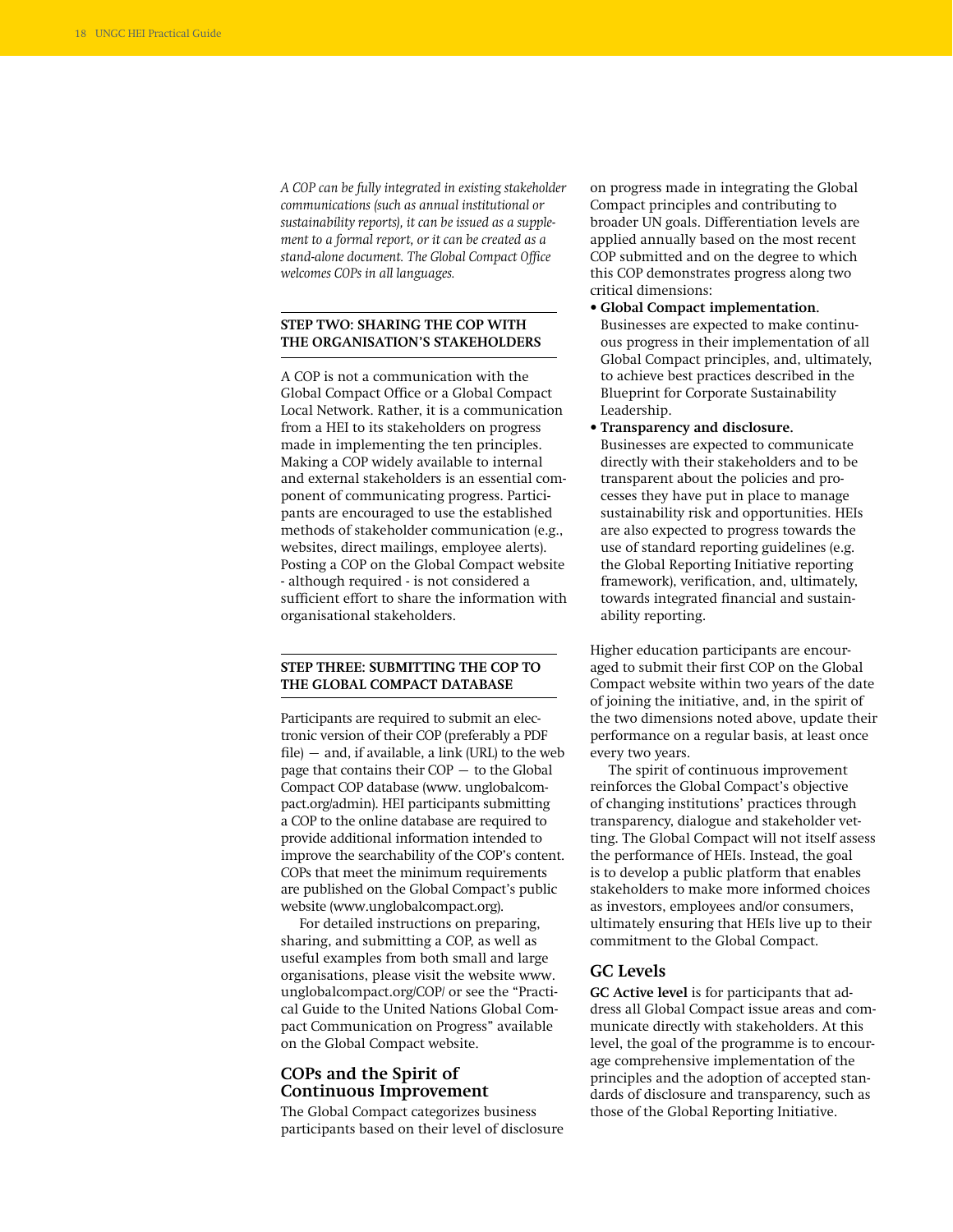*A COP can be fully integrated in existing stakeholder communications (such as annual institutional or sustainability reports), it can be issued as a supplement to a formal report, or it can be created as a stand-alone document. The Global Compact Office welcomes COPs in all languages.*

### STEP TWO: SHARING THE COP WITH THE ORGANISATION'S STAKEHOLDERS

A COP is not a communication with the Global Compact Office or a Global Compact Local Network. Rather, it is a communication from a HEI to its stakeholders on progress made in implementing the ten principles. Making a COP widely available to internal and external stakeholders is an essential component of communicating progress. Participants are encouraged to use the established methods of stakeholder communication (e.g., websites, direct mailings, employee alerts). Posting a COP on the Global Compact website - although required - is not considered a sufficient effort to share the information with organisational stakeholders.

### STEP THREE: SUBMITTING THE COP TO THE GLOBAL COMPACT DATABASE

Participants are required to submit an electronic version of their COP (preferably a PDF file) — and, if available, a link (URL) to the web page that contains their COP — to the Global Compact COP database (www. unglobalcompact.org/admin). HEI participants submitting a COP to the online database are required to provide additional information intended to improve the searchability of the COP's content. COPs that meet the minimum requirements are published on the Global Compact's public website (www.unglobalcompact.org).

For detailed instructions on preparing, sharing, and submitting a COP, as well as useful examples from both small and large organisations, please visit the website www. unglobalcompact.org/COP/ or see the "Practical Guide to the United Nations Global Compact Communication on Progress" available on the Global Compact website.

## COPs and the Spirit of Continuous Improvement

The Global Compact categorizes business participants based on their level of disclosure on progress made in integrating the Global Compact principles and contributing to broader UN goals. Differentiation levels are applied annually based on the most recent COP submitted and on the degree to which this COP demonstrates progress along two critical dimensions:

- **Global Compact implementation.** Businesses are expected to make continuous progress in their implementation of all Global Compact principles, and, ultimately, to achieve best practices described in the Blueprint for Corporate Sustainability Leadership.
- **Transparency and disclosure.** Businesses are expected to communicate directly with their stakeholders and to be transparent about the policies and processes they have put in place to manage sustainability risk and opportunities. HEIs are also expected to progress towards the use of standard reporting guidelines (e.g. the Global Reporting Initiative reporting framework), verification, and, ultimately, towards integrated financial and sustainability reporting.

Higher education participants are encouraged to submit their first COP on the Global Compact website within two years of the date of joining the initiative, and, in the spirit of the two dimensions noted above, update their performance on a regular basis, at least once every two years.

The spirit of continuous improvement reinforces the Global Compact's objective of changing institutions' practices through transparency, dialogue and stakeholder vetting. The Global Compact will not itself assess the performance of HEIs. Instead, the goal is to develop a public platform that enables stakeholders to make more informed choices as investors, employees and/or consumers, ultimately ensuring that HEIs live up to their commitment to the Global Compact.

## GC Levels

**GC Active level** is for participants that address all Global Compact issue areas and communicate directly with stakeholders. At this level, the goal of the programme is to encourage comprehensive implementation of the principles and the adoption of accepted standards of disclosure and transparency, such as those of the Global Reporting Initiative.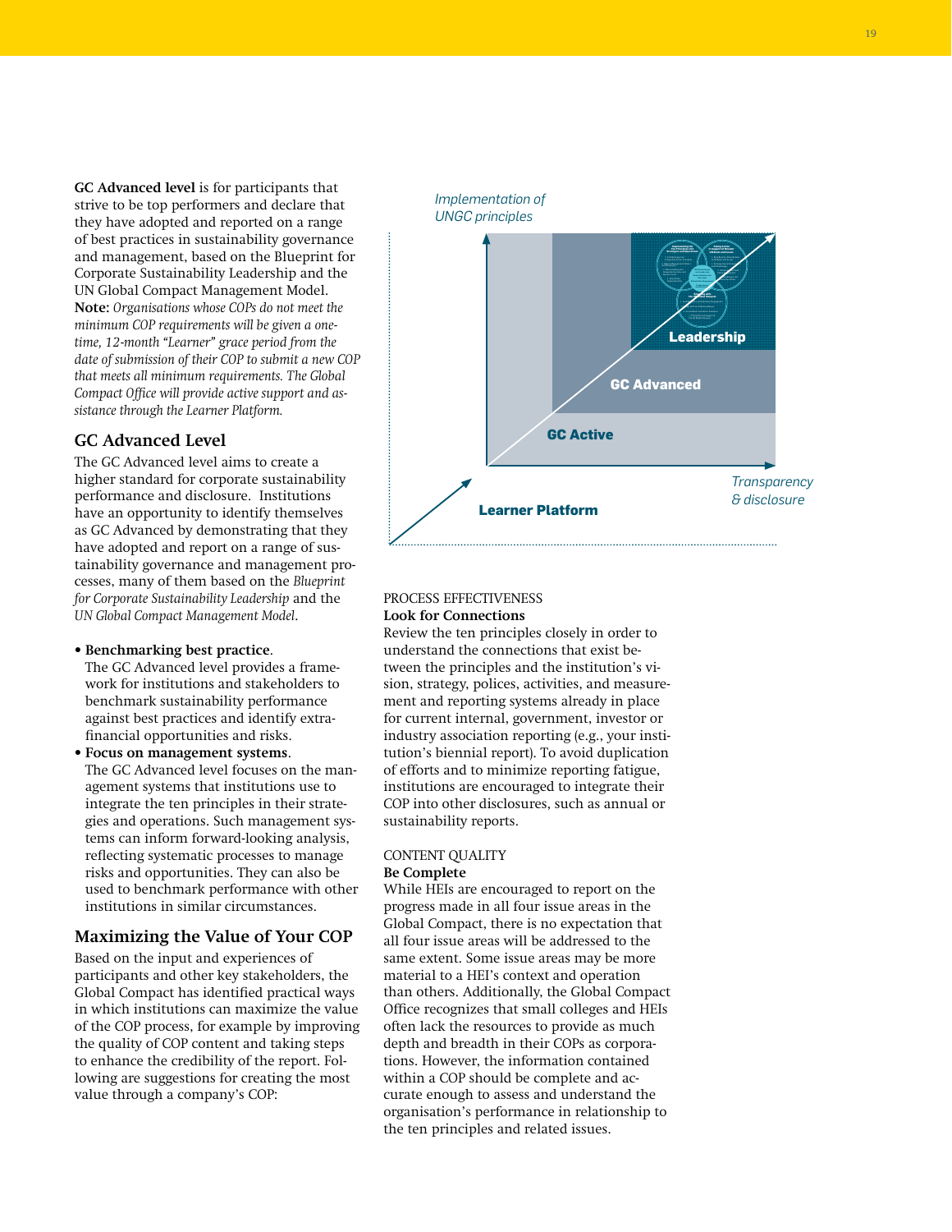**GC Advanced level** is for participants that strive to be top performers and declare that they have adopted and reported on a range of best practices in sustainability governance and management, based on the Blueprint for Corporate Sustainability Leadership and the UN Global Compact Management Model. **Note:** *Organisations whose COPs do not meet the minimum COP requirements will be given a one-time, 12-month "Learner" grace period from the date of submission of their COP to submit a new COP that meets all minimum requirements. The Global Compact Office will provide active support and assistance through the Learner Platform.*

## GC Advanced Level

The GC Advanced level aims to create a higher standard for corporate sustainability performance and disclosure. Institutions have an opportunity to identify themselves as GC Advanced by demonstrating that they have adopted and report on a range of sustainability governance and management processes, many of them based on the *Blueprint for Corporate Sustainability Leadership* and the *UN Global Compact Management Model*.

- **Benchmarking best practice**. The GC Advanced level provides a framework for institutions and stakeholders to benchmark sustainability performance against best practices and identify extra-financial opportunities and risks.
- **Focus on management systems**. The GC Advanced level focuses on the management systems that institutions use to integrate the ten principles in their strategies and operations. Such management systems can inform forward-looking analysis, reflecting systematic processes to manage risks and opportunities. They can also be used to benchmark performance with other institutions in similar circumstances.

## Maximizing the Value of Your COP

Based on the input and experiences of participants and other key stakeholders, the Global Compact has identified practical ways in which institutions can maximize the value of the COP process, for example by improving the quality of COP content and taking steps to enhance the credibility of the report. Following are suggestions for creating the most value through a company's COP:

*Implementation of UNGC principles*

Leadership

GC Advanced

GC Active

Learner Platform

*Transparency & disclosure*

PROCESS EFFECTIVENESS
**Look for Connections**
Review the ten principles closely in order to understand the connections that exist between the principles and the institution's vision, strategy, polices, activities, and measurement and reporting systems already in place for current internal, government, investor or industry association reporting (e.g., your institution's biennial report). To avoid duplication of efforts and to minimize reporting fatigue, institutions are encouraged to integrate their COP into other disclosures, such as annual or sustainability reports.

CONTENT QUALITY
**Be Complete**
While HEIs are encouraged to report on the progress made in all four issue areas in the Global Compact, there is no expectation that all four issue areas will be addressed to the same extent. Some issue areas may be more material to a HEI's context and operation than others. Additionally, the Global Compact Office recognizes that small colleges and HEIs often lack the resources to provide as much depth and breadth in their COPs as corporations. However, the information contained within a COP should be complete and accurate enough to assess and understand the organisation's performance in relationship to the ten principles and related issues.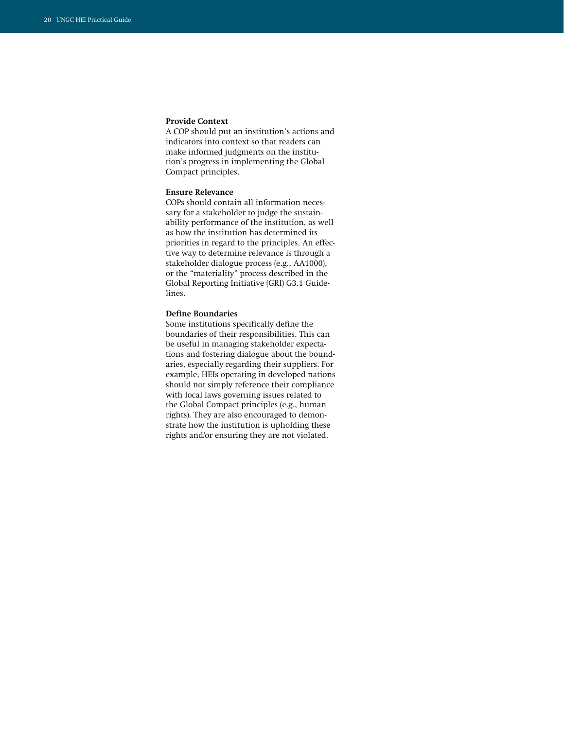**Provide Context**

A COP should put an institution's actions and indicators into context so that readers can make informed judgments on the institution's progress in implementing the Global Compact principles.

**Ensure Relevance**

COPs should contain all information necessary for a stakeholder to judge the sustainability performance of the institution, as well as how the institution has determined its priorities in regard to the principles. An effective way to determine relevance is through a stakeholder dialogue process (e.g., AA1000), or the "materiality" process described in the Global Reporting Initiative (GRI) G3.1 Guidelines.

**Define Boundaries**

Some institutions specifically define the boundaries of their responsibilities. This can be useful in managing stakeholder expectations and fostering dialogue about the boundaries, especially regarding their suppliers. For example, HEIs operating in developed nations should not simply reference their compliance with local laws governing issues related to the Global Compact principles (e.g., human rights). They are also encouraged to demonstrate how the institution is upholding these rights and/or ensuring they are not violated.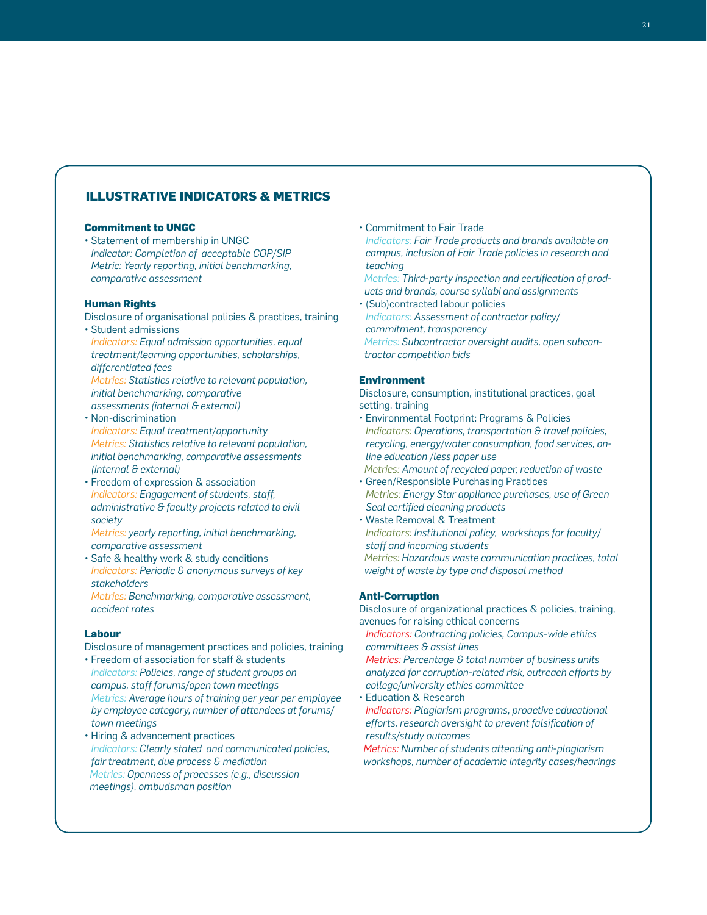## ILLUSTRATIVE INDICATORS & METRICS

### Commitment to UNGC

- Statement of membership in UNGC
  *Indicator: Completion of acceptable COP/SIP*
  *Metric: Yearly reporting, initial benchmarking, comparative assessment*

### Human Rights

Disclosure of organisational policies & practices, training

- Student admissions
  *Indicators: Equal admission opportunities, equal treatment/learning opportunities, scholarships, differentiated fees*
  *Metrics: Statistics relative to relevant population, initial benchmarking, comparative assessments (internal & external)*
- Non-discrimination
  *Indicators: Equal treatment/opportunity*
  *Metrics: Statistics relative to relevant population, initial benchmarking, comparative assessments (internal & external)*
- Freedom of expression & association
  *Indicators: Engagement of students, staff, administrative & faculty projects related to civil society*
  *Metrics: yearly reporting, initial benchmarking, comparative assessment*
- Safe & healthy work & study conditions
  *Indicators: Periodic & anonymous surveys of key stakeholders*
  *Metrics: Benchmarking, comparative assessment, accident rates*

### Labour

Disclosure of management practices and policies, training

- Freedom of association for staff & students
  *Indicators: Policies, range of student groups on campus, staff forums/open town meetings*
  *Metrics: Average hours of training per year per employee by employee category, number of attendees at forums/ town meetings*
- Hiring & advancement practices
  *Indicators: Clearly stated and communicated policies, fair treatment, due process & mediation*
  *Metrics: Openness of processes (e.g., discussion meetings), ombudsman position*
- Commitment to Fair Trade
  *Indicators: Fair Trade products and brands available on campus, inclusion of Fair Trade policies in research and teaching*
  *Metrics: Third-party inspection and certification of products and brands, course syllabi and assignments*
- (Sub)contracted labour policies
  *Indicators: Assessment of contractor policy/ commitment, transparency*
  *Metrics: Subcontractor oversight audits, open subcontractor competition bids*

### Environment

Disclosure, consumption, institutional practices, goal setting, training

- Environmental Footprint: Programs & Policies
  *Indicators: Operations, transportation & travel policies, recycling, energy/water consumption, food services, online education /less paper use*
  *Metrics: Amount of recycled paper, reduction of waste*
- Green/Responsible Purchasing Practices
  *Metrics: Energy Star appliance purchases, use of Green Seal certified cleaning products*
- Waste Removal & Treatment
  *Indicators: Institutional policy, workshops for faculty/ staff and incoming students*
  *Metrics: Hazardous waste communication practices, total weight of waste by type and disposal method*

### Anti-Corruption

Disclosure of organizational practices & policies, training, avenues for raising ethical concerns

*Indicators: Contracting policies, Campus-wide ethics committees & assist lines*
*Metrics: Percentage & total number of business units analyzed for corruption-related risk, outreach efforts by college/university ethics committee*

- Education & Research
  *Indicators: Plagiarism programs, proactive educational efforts, research oversight to prevent falsification of results/study outcomes*
  *Metrics: Number of students attending anti-plagiarism workshops, number of academic integrity cases/hearings*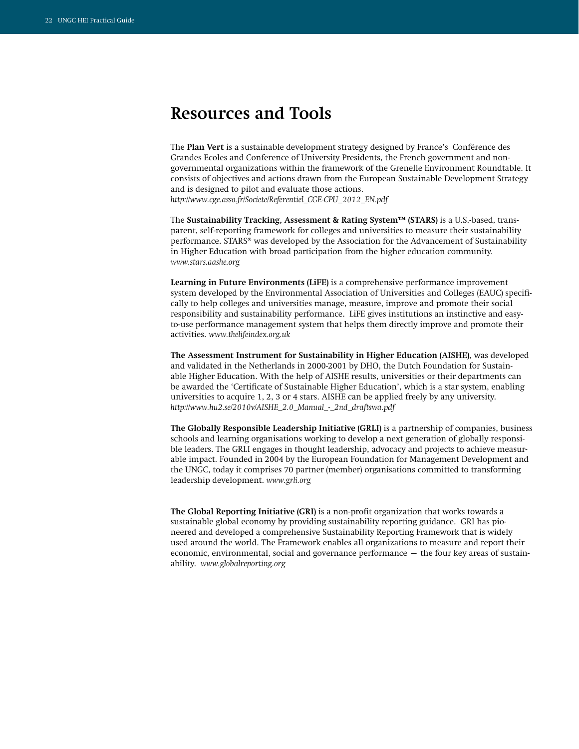# Resources and Tools

The **Plan Vert** is a sustainable development strategy designed by France's  Conférence des Grandes Ecoles and Conference of University Presidents, the French government and non-governmental organizations within the framework of the Grenelle Environment Roundtable. It consists of objectives and actions drawn from the European Sustainable Development Strategy and is designed to pilot and evaluate those actions.
*http://www.cge.asso.fr/Societe/Referentiel_CGE-CPU_2012_EN.pdf*

The **Sustainability Tracking, Assessment & Rating System™ (STARS)** is a U.S.-based, transparent, self-reporting framework for colleges and universities to measure their sustainability performance. STARS® was developed by the Association for the Advancement of Sustainability in Higher Education with broad participation from the higher education community.
*www.stars.aashe.org*

**Learning in Future Environments (LiFE)** is a comprehensive performance improvement system developed by the Environmental Association of Universities and Colleges (EAUC) specifically to help colleges and universities manage, measure, improve and promote their social responsibility and sustainability performance.  LiFE gives institutions an instinctive and easy-to-use performance management system that helps them directly improve and promote their activities. *www.thelifeindex.org.uk*

**The Assessment Instrument for Sustainability in Higher Education (AISHE)**, was developed and validated in the Netherlands in 2000-2001 by DHO, the Dutch Foundation for Sustainable Higher Education. With the help of AISHE results, universities or their departments can be awarded the 'Certificate of Sustainable Higher Education', which is a star system, enabling universities to acquire 1, 2, 3 or 4 stars. AISHE can be applied freely by any university.
*http://www.hu2.se/2010v/AISHE_2.0_Manual_-_2nd_draftswa.pdf*

**The Globally Responsible Leadership Initiative (GRLI)** is a partnership of companies, business schools and learning organisations working to develop a next generation of globally responsible leaders. The GRLI engages in thought leadership, advocacy and projects to achieve measurable impact. Founded in 2004 by the European Foundation for Management Development and the UNGC, today it comprises 70 partner (member) organisations committed to transforming leadership development. *www.grli.org*

**The Global Reporting Initiative (GRI)** is a non-profit organization that works towards a sustainable global economy by providing sustainability reporting guidance.  GRI has pioneered and developed a comprehensive Sustainability Reporting Framework that is widely used around the world. The Framework enables all organizations to measure and report their economic, environmental, social and governance performance — the four key areas of sustainability.  *www.globalreporting.org*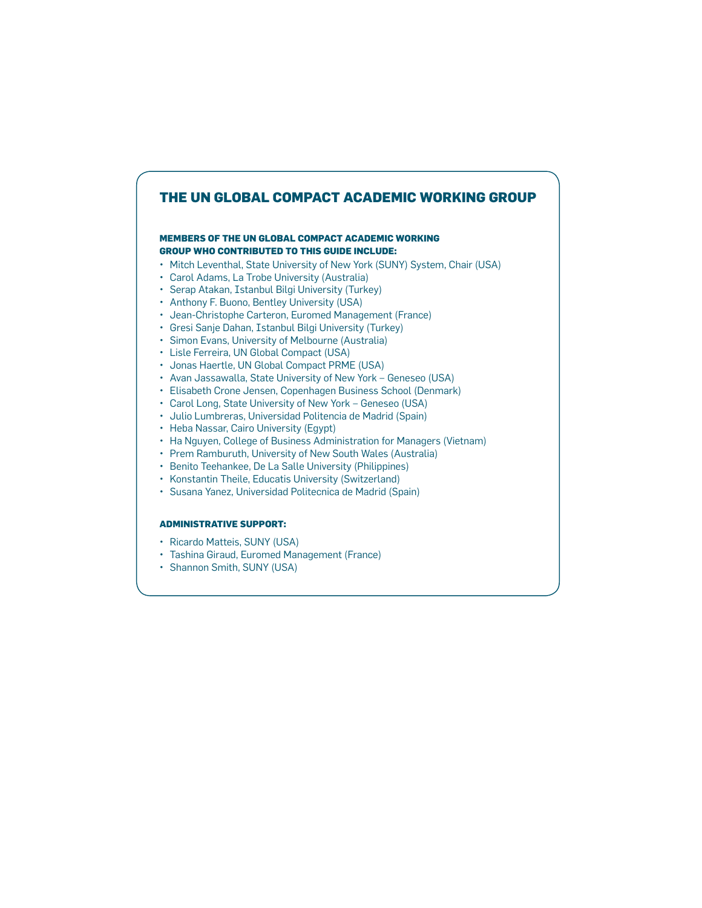# THE UN GLOBAL COMPACT ACADEMIC WORKING GROUP

### MEMBERS OF THE UN GLOBAL COMPACT ACADEMIC WORKING GROUP WHO CONTRIBUTED TO THIS GUIDE INCLUDE:

- Mitch Leventhal, State University of New York (SUNY) System, Chair (USA)
- Carol Adams, La Trobe University (Australia)
- Serap Atakan, Istanbul Bilgi University (Turkey)
- Anthony F. Buono, Bentley University (USA)
- Jean-Christophe Carteron, Euromed Management (France)
- Gresi Sanje Dahan, Istanbul Bilgi University (Turkey)
- Simon Evans, University of Melbourne (Australia)
- Lisle Ferreira, UN Global Compact (USA)
- Jonas Haertle, UN Global Compact PRME (USA)
- Avan Jassawalla, State University of New York – Geneseo (USA)
- Elisabeth Crone Jensen, Copenhagen Business School (Denmark)
- Carol Long, State University of New York – Geneseo (USA)
- Julio Lumbreras, Universidad Politencia de Madrid (Spain)
- Heba Nassar, Cairo University (Egypt)
- Ha Nguyen, College of Business Administration for Managers (Vietnam)
- Prem Ramburuth, University of New South Wales (Australia)
- Benito Teehankee, De La Salle University (Philippines)
- Konstantin Theile, Educatis University (Switzerland)
- Susana Yanez, Universidad Politecnica de Madrid (Spain)

### ADMINISTRATIVE SUPPORT:

- Ricardo Matteis, SUNY (USA)
- Tashina Giraud, Euromed Management (France)
- Shannon Smith, SUNY (USA)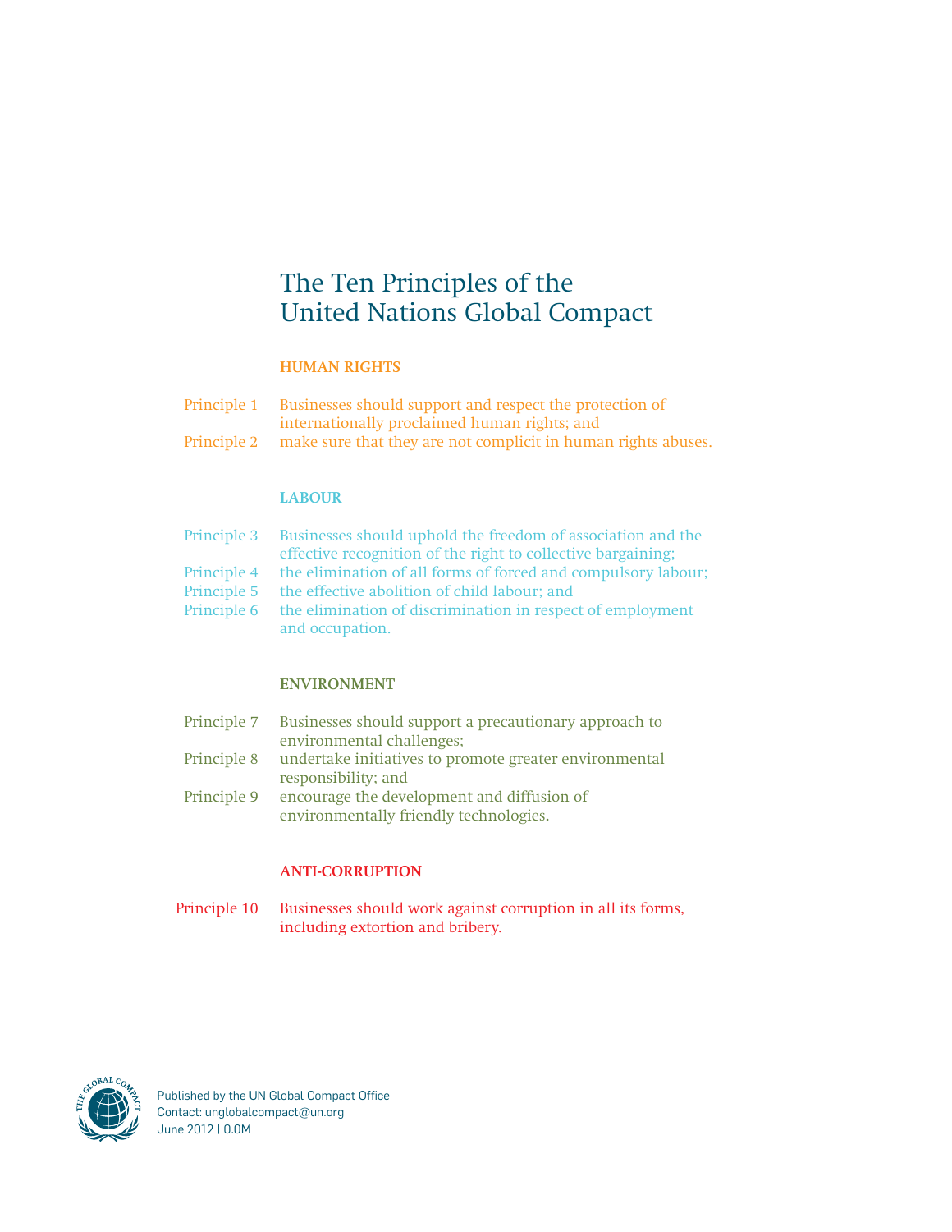# The Ten Principles of the United Nations Global Compact

## HUMAN RIGHTS

Principle 1 Businesses should support and respect the protection of internationally proclaimed human rights; and

Principle 2 make sure that they are not complicit in human rights abuses.

## LABOUR

Principle 3 Businesses should uphold the freedom of association and the effective recognition of the right to collective bargaining;

Principle 4 the elimination of all forms of forced and compulsory labour;

Principle 5 the effective abolition of child labour; and

Principle 6 the elimination of discrimination in respect of employment and occupation.

## ENVIRONMENT

Principle 7 Businesses should support a precautionary approach to environmental challenges;

Principle 8 undertake initiatives to promote greater environmental responsibility; and

Principle 9 encourage the development and diffusion of environmentally friendly technologies.

## ANTI-CORRUPTION

Principle 10 Businesses should work against corruption in all its forms, including extortion and bribery.

Published by the UN Global Compact Office
Contact: unglobalcompact@un.org
June 2012 | 0.0M